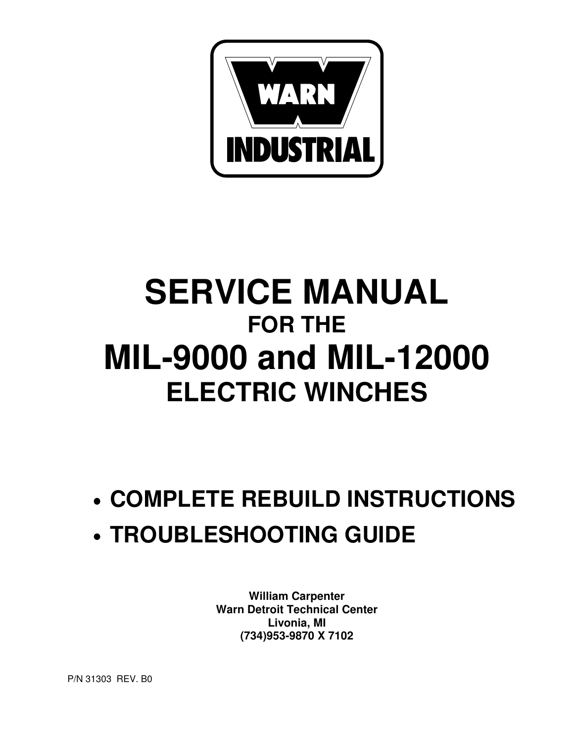WARN

INDUSTRIAL

# SERVICE MANUAL

## FOR THE

# MIL-9000 and MIL-12000

## ELECTRIC WINCHES

- **COMPLETE REBUILD INSTRUCTIONS**
- **TROUBLESHOOTING GUIDE**

**William Carpenter**
**Warn Detroit Technical Center**
**Livonia, MI**
**(734)953-9870 X 7102**

P/N 31303 REV. B0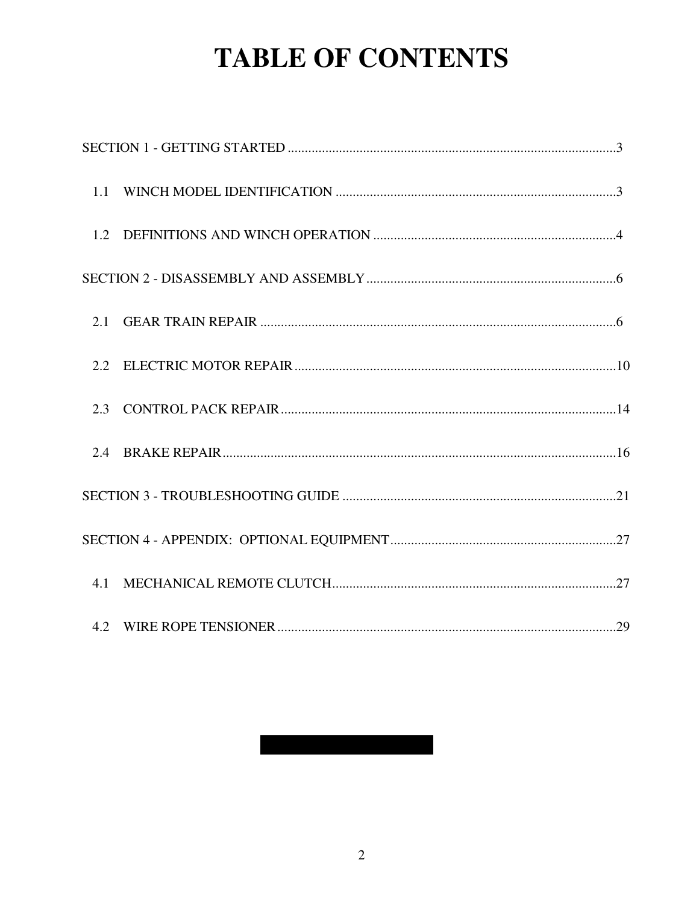# TABLE OF CONTENTS

SECTION 1 - GETTING STARTED ....................................................................................................3

1.1 WINCH MODEL IDENTIFICATION .....................................................................................3

1.2 DEFINITIONS AND WINCH OPERATION ..........................................................................4

SECTION 2 - DISASSEMBLY AND ASSEMBLY ............................................................................6

2.1 GEAR TRAIN REPAIR ............................................................................................................6

2.2 ELECTRIC MOTOR REPAIR .................................................................................................10

2.3 CONTROL PACK REPAIR .....................................................................................................14

2.4 BRAKE REPAIR ......................................................................................................................16

SECTION 3 - TROUBLESHOOTING GUIDE ..................................................................................21

SECTION 4 - APPENDIX: OPTIONAL EQUIPMENT ....................................................................27

4.1 MECHANICAL REMOTE CLUTCH .....................................................................................27

4.2 WIRE ROPE TENSIONER ......................................................................................................29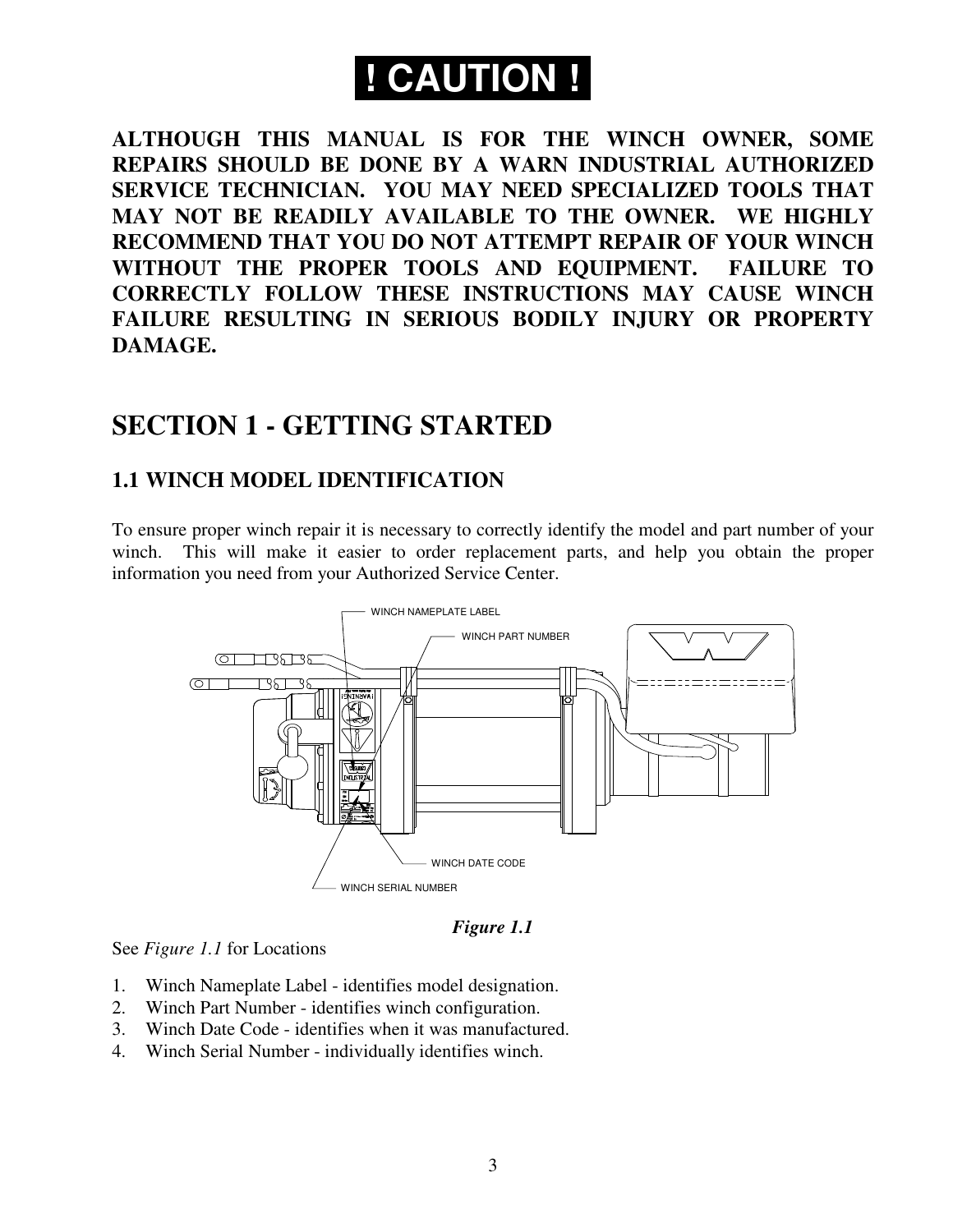# ! CAUTION !

**ALTHOUGH THIS MANUAL IS FOR THE WINCH OWNER, SOME REPAIRS SHOULD BE DONE BY A WARN INDUSTRIAL AUTHORIZED SERVICE TECHNICIAN. YOU MAY NEED SPECIALIZED TOOLS THAT MAY NOT BE READILY AVAILABLE TO THE OWNER. WE HIGHLY RECOMMEND THAT YOU DO NOT ATTEMPT REPAIR OF YOUR WINCH WITHOUT THE PROPER TOOLS AND EQUIPMENT. FAILURE TO CORRECTLY FOLLOW THESE INSTRUCTIONS MAY CAUSE WINCH FAILURE RESULTING IN SERIOUS BODILY INJURY OR PROPERTY DAMAGE.**

# SECTION 1 - GETTING STARTED

## 1.1 WINCH MODEL IDENTIFICATION

To ensure proper winch repair it is necessary to correctly identify the model and part number of your winch. This will make it easier to order replacement parts, and help you obtain the proper information you need from your Authorized Service Center.

WINCH NAMEPLATE LABEL

WINCH PART NUMBER

WINCH DATE CODE

WINCH SERIAL NUMBER

***Figure 1.1***

See *Figure 1.1* for Locations

1. Winch Nameplate Label - identifies model designation.
2. Winch Part Number - identifies winch configuration.
3. Winch Date Code - identifies when it was manufactured.
4. Winch Serial Number - individually identifies winch.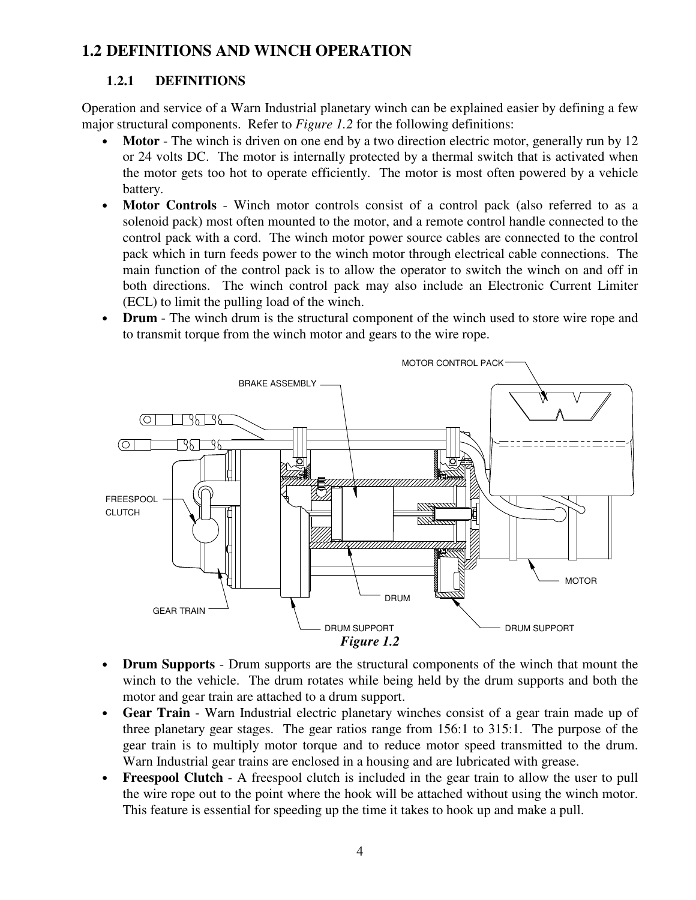## 1.2 DEFINITIONS AND WINCH OPERATION

### 1.2.1 DEFINITIONS

Operation and service of a Warn Industrial planetary winch can be explained easier by defining a few major structural components. Refer to *Figure 1.2* for the following definitions:

- **Motor** - The winch is driven on one end by a two direction electric motor, generally run by 12 or 24 volts DC. The motor is internally protected by a thermal switch that is activated when the motor gets too hot to operate efficiently. The motor is most often powered by a vehicle battery.
- **Motor Controls** - Winch motor controls consist of a control pack (also referred to as a solenoid pack) most often mounted to the motor, and a remote control handle connected to the control pack with a cord. The winch motor power source cables are connected to the control pack which in turn feeds power to the winch motor through electrical cable connections. The main function of the control pack is to allow the operator to switch the winch on and off in both directions. The winch control pack may also include an Electronic Current Limiter (ECL) to limit the pulling load of the winch.
- **Drum** - The winch drum is the structural component of the winch used to store wire rope and to transmit torque from the winch motor and gears to the wire rope.

MOTOR CONTROL PACK

BRAKE ASSEMBLY

FREESPOOL CLUTCH

MOTOR

DRUM

GEAR TRAIN

DRUM SUPPORT

DRUM SUPPORT

*Figure 1.2*

- **Drum Supports** - Drum supports are the structural components of the winch that mount the winch to the vehicle. The drum rotates while being held by the drum supports and both the motor and gear train are attached to a drum support.
- **Gear Train** - Warn Industrial electric planetary winches consist of a gear train made up of three planetary gear stages. The gear ratios range from 156:1 to 315:1. The purpose of the gear train is to multiply motor torque and to reduce motor speed transmitted to the drum. Warn Industrial gear trains are enclosed in a housing and are lubricated with grease.
- **Freespool Clutch** - A freespool clutch is included in the gear train to allow the user to pull the wire rope out to the point where the hook will be attached without using the winch motor. This feature is essential for speeding up the time it takes to hook up and make a pull.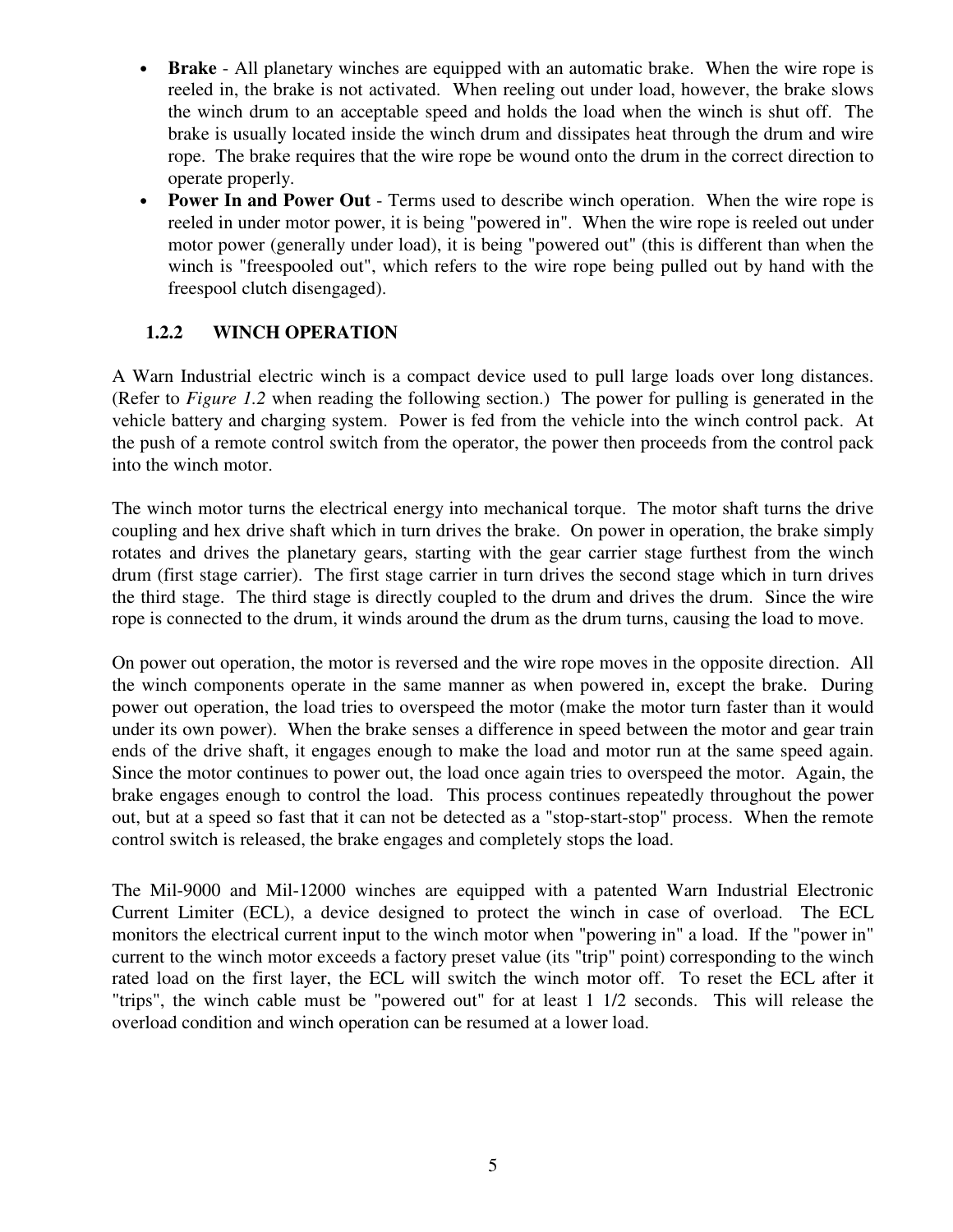- **Brake** - All planetary winches are equipped with an automatic brake. When the wire rope is reeled in, the brake is not activated. When reeling out under load, however, the brake slows the winch drum to an acceptable speed and holds the load when the winch is shut off. The brake is usually located inside the winch drum and dissipates heat through the drum and wire rope. The brake requires that the wire rope be wound onto the drum in the correct direction to operate properly.
- **Power In and Power Out** - Terms used to describe winch operation. When the wire rope is reeled in under motor power, it is being "powered in". When the wire rope is reeled out under motor power (generally under load), it is being "powered out" (this is different than when the winch is "freespooled out", which refers to the wire rope being pulled out by hand with the freespool clutch disengaged).

### 1.2.2 WINCH OPERATION

A Warn Industrial electric winch is a compact device used to pull large loads over long distances. (Refer to *Figure 1.2* when reading the following section.) The power for pulling is generated in the vehicle battery and charging system. Power is fed from the vehicle into the winch control pack. At the push of a remote control switch from the operator, the power then proceeds from the control pack into the winch motor.

The winch motor turns the electrical energy into mechanical torque. The motor shaft turns the drive coupling and hex drive shaft which in turn drives the brake. On power in operation, the brake simply rotates and drives the planetary gears, starting with the gear carrier stage furthest from the winch drum (first stage carrier). The first stage carrier in turn drives the second stage which in turn drives the third stage. The third stage is directly coupled to the drum and drives the drum. Since the wire rope is connected to the drum, it winds around the drum as the drum turns, causing the load to move.

On power out operation, the motor is reversed and the wire rope moves in the opposite direction. All the winch components operate in the same manner as when powered in, except the brake. During power out operation, the load tries to overspeed the motor (make the motor turn faster than it would under its own power). When the brake senses a difference in speed between the motor and gear train ends of the drive shaft, it engages enough to make the load and motor run at the same speed again. Since the motor continues to power out, the load once again tries to overspeed the motor. Again, the brake engages enough to control the load. This process continues repeatedly throughout the power out, but at a speed so fast that it can not be detected as a "stop-start-stop" process. When the remote control switch is released, the brake engages and completely stops the load.

The Mil-9000 and Mil-12000 winches are equipped with a patented Warn Industrial Electronic Current Limiter (ECL), a device designed to protect the winch in case of overload. The ECL monitors the electrical current input to the winch motor when "powering in" a load. If the "power in" current to the winch motor exceeds a factory preset value (its "trip" point) corresponding to the winch rated load on the first layer, the ECL will switch the winch motor off. To reset the ECL after it "trips", the winch cable must be "powered out" for at least 1 1/2 seconds. This will release the overload condition and winch operation can be resumed at a lower load.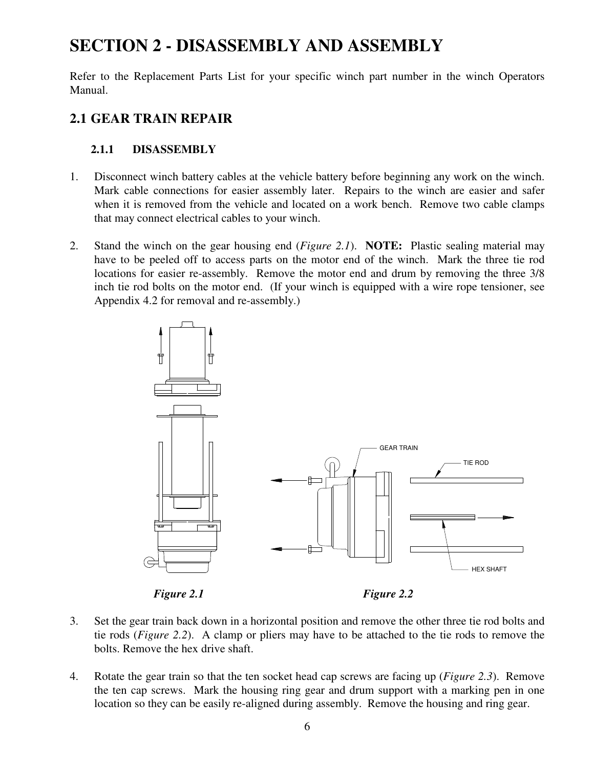# SECTION 2 - DISASSEMBLY AND ASSEMBLY

Refer to the Replacement Parts List for your specific winch part number in the winch Operators Manual.

## 2.1 GEAR TRAIN REPAIR

### 2.1.1 DISASSEMBLY

1. Disconnect winch battery cables at the vehicle battery before beginning any work on the winch. Mark cable connections for easier assembly later. Repairs to the winch are easier and safer when it is removed from the vehicle and located on a work bench. Remove two cable clamps that may connect electrical cables to your winch.

2. Stand the winch on the gear housing end (*Figure 2.1*). **NOTE:** Plastic sealing material may have to be peeled off to access parts on the motor end of the winch. Mark the three tie rod locations for easier re-assembly. Remove the motor end and drum by removing the three 3/8 inch tie rod bolts on the motor end. (If your winch is equipped with a wire rope tensioner, see Appendix 4.2 for removal and re-assembly.)

GEAR TRAIN

TIE ROD

HEX SHAFT

*Figure 2.1*

*Figure 2.2*

3. Set the gear train back down in a horizontal position and remove the other three tie rod bolts and tie rods (*Figure 2.2*). A clamp or pliers may have to be attached to the tie rods to remove the bolts. Remove the hex drive shaft.

4. Rotate the gear train so that the ten socket head cap screws are facing up (*Figure 2.3*). Remove the ten cap screws. Mark the housing ring gear and drum support with a marking pen in one location so they can be easily re-aligned during assembly. Remove the housing and ring gear.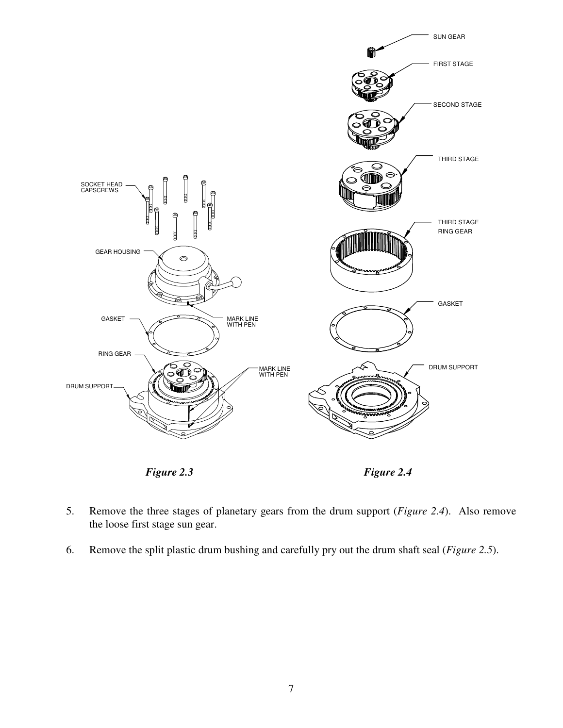*Figure 2.3*

*Figure 2.4*

5. Remove the three stages of planetary gears from the drum support (*Figure 2.4*). Also remove the loose first stage sun gear.

6. Remove the split plastic drum bushing and carefully pry out the drum shaft seal (*Figure 2.5*).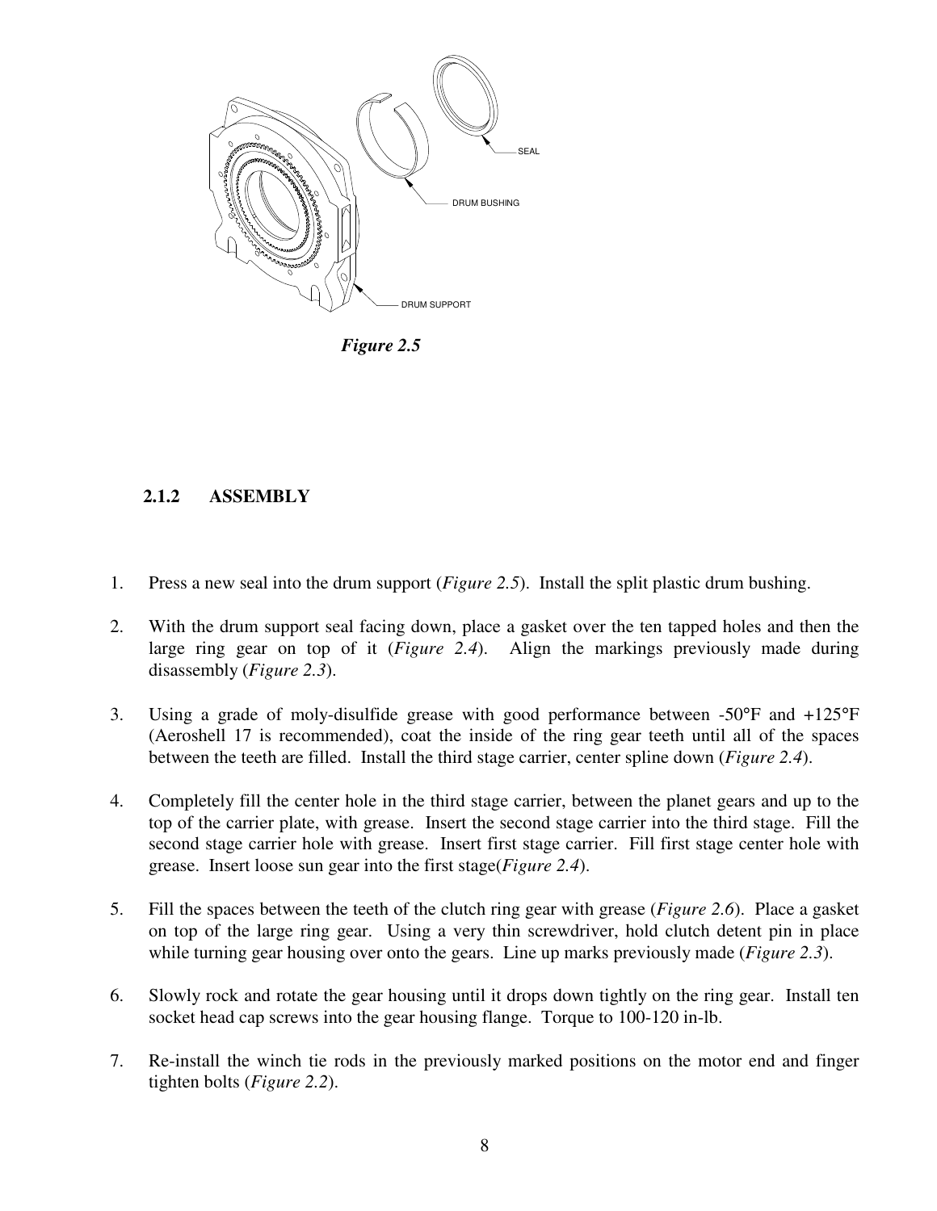SEAL

DRUM BUSHING

DRUM SUPPORT

*Figure 2.5*

### 2.1.2 ASSEMBLY

1. Press a new seal into the drum support (*Figure 2.5*). Install the split plastic drum bushing.

2. With the drum support seal facing down, place a gasket over the ten tapped holes and then the large ring gear on top of it (*Figure 2.4*). Align the markings previously made during disassembly (*Figure 2.3*).

3. Using a grade of moly-disulfide grease with good performance between -50°F and +125°F (Aeroshell 17 is recommended), coat the inside of the ring gear teeth until all of the spaces between the teeth are filled. Install the third stage carrier, center spline down (*Figure 2.4*).

4. Completely fill the center hole in the third stage carrier, between the planet gears and up to the top of the carrier plate, with grease. Insert the second stage carrier into the third stage. Fill the second stage carrier hole with grease. Insert first stage carrier. Fill first stage center hole with grease. Insert loose sun gear into the first stage(*Figure 2.4*).

5. Fill the spaces between the teeth of the clutch ring gear with grease (*Figure 2.6*). Place a gasket on top of the large ring gear. Using a very thin screwdriver, hold clutch detent pin in place while turning gear housing over onto the gears. Line up marks previously made (*Figure 2.3*).

6. Slowly rock and rotate the gear housing until it drops down tightly on the ring gear. Install ten socket head cap screws into the gear housing flange. Torque to 100-120 in-lb.

7. Re-install the winch tie rods in the previously marked positions on the motor end and finger tighten bolts (*Figure 2.2*).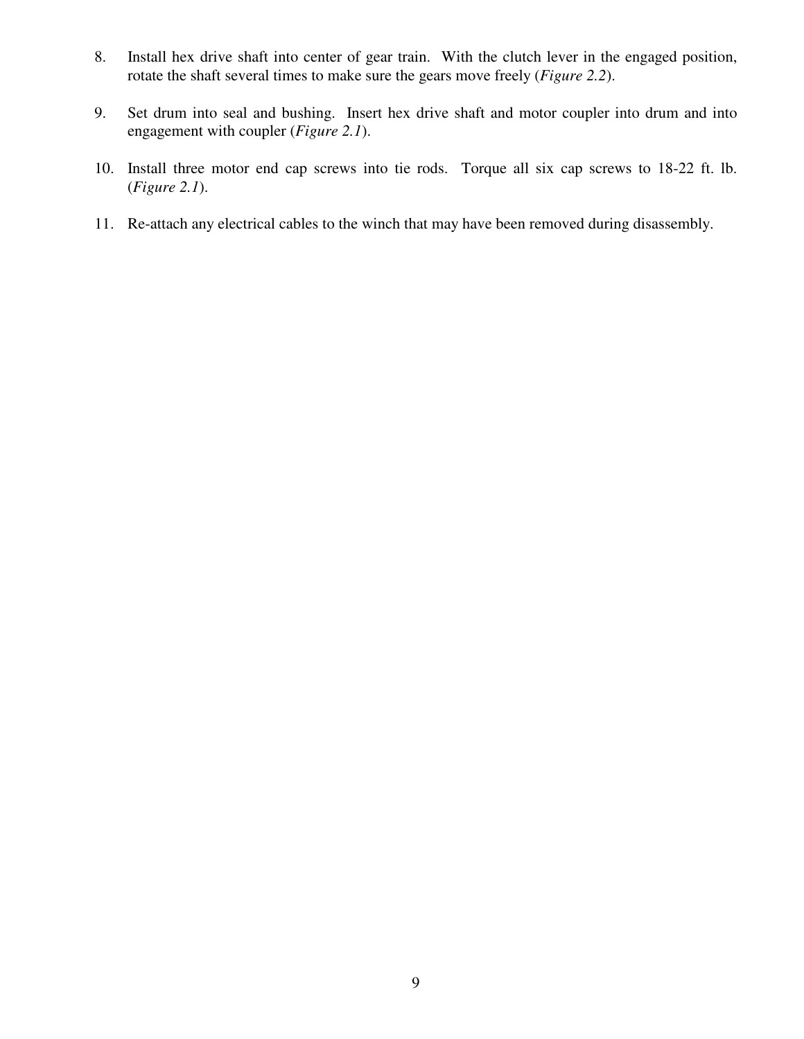8. Install hex drive shaft into center of gear train. With the clutch lever in the engaged position, rotate the shaft several times to make sure the gears move freely (*Figure 2.2*).

9. Set drum into seal and bushing. Insert hex drive shaft and motor coupler into drum and into engagement with coupler (*Figure 2.1*).

10. Install three motor end cap screws into tie rods. Torque all six cap screws to 18-22 ft. lb. (*Figure 2.1*).

11. Re-attach any electrical cables to the winch that may have been removed during disassembly.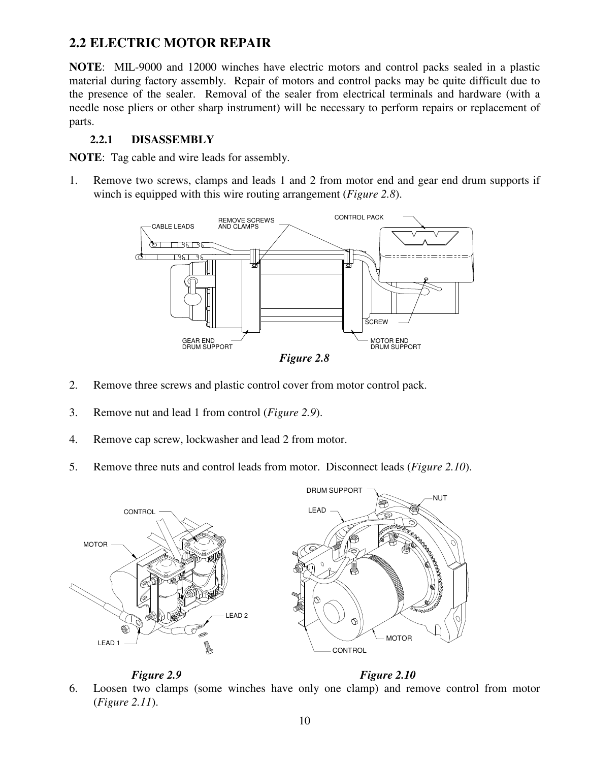## 2.2 ELECTRIC MOTOR REPAIR

**NOTE**: MIL-9000 and 12000 winches have electric motors and control packs sealed in a plastic material during factory assembly. Repair of motors and control packs may be quite difficult due to the presence of the sealer. Removal of the sealer from electrical terminals and hardware (with a needle nose pliers or other sharp instrument) will be necessary to perform repairs or replacement of parts.

### 2.2.1 DISASSEMBLY

**NOTE**: Tag cable and wire leads for assembly.

1. Remove two screws, clamps and leads 1 and 2 from motor end and gear end drum supports if winch is equipped with this wire routing arrangement (*Figure 2.8*).

*Figure 2.8*

2. Remove three screws and plastic control cover from motor control pack.

3. Remove nut and lead 1 from control (*Figure 2.9*).

4. Remove cap screw, lockwasher and lead 2 from motor.

5. Remove three nuts and control leads from motor. Disconnect leads (*Figure 2.10*).

*Figure 2.9*

*Figure 2.10*

6. Loosen two clamps (some winches have only one clamp) and remove control from motor (*Figure 2.11*).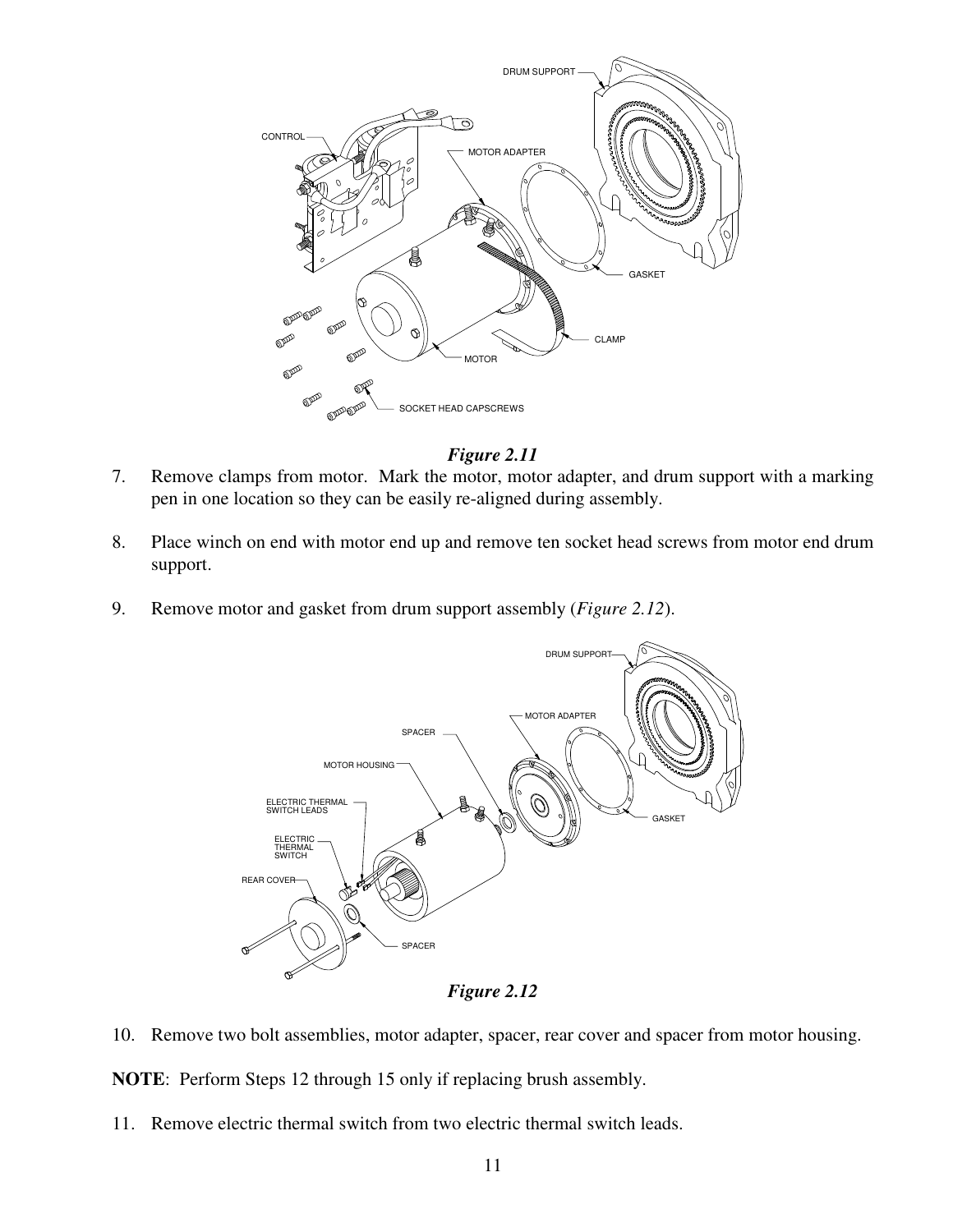*Figure 2.11*

7. Remove clamps from motor. Mark the motor, motor adapter, and drum support with a marking pen in one location so they can be easily re-aligned during assembly.

8. Place winch on end with motor end up and remove ten socket head screws from motor end drum support.

9. Remove motor and gasket from drum support assembly (*Figure 2.12*).

*Figure 2.12*

10. Remove two bolt assemblies, motor adapter, spacer, rear cover and spacer from motor housing.

**NOTE**: Perform Steps 12 through 15 only if replacing brush assembly.

11. Remove electric thermal switch from two electric thermal switch leads.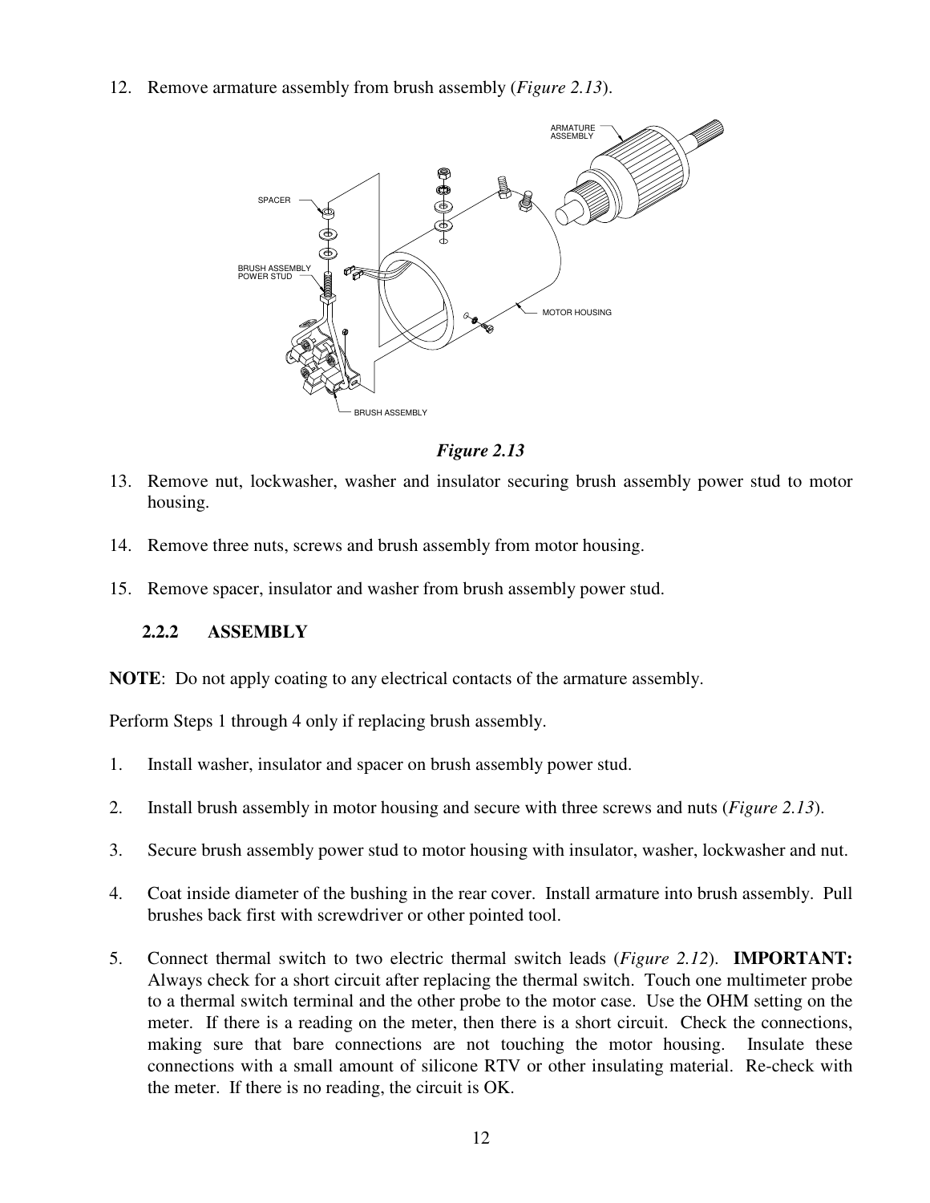12. Remove armature assembly from brush assembly (*Figure 2.13*).

*Figure 2.13*

13. Remove nut, lockwasher, washer and insulator securing brush assembly power stud to motor housing.

14. Remove three nuts, screws and brush assembly from motor housing.

15. Remove spacer, insulator and washer from brush assembly power stud.

### 2.2.2 ASSEMBLY

**NOTE**: Do not apply coating to any electrical contacts of the armature assembly.

Perform Steps 1 through 4 only if replacing brush assembly.

1. Install washer, insulator and spacer on brush assembly power stud.

2. Install brush assembly in motor housing and secure with three screws and nuts (*Figure 2.13*).

3. Secure brush assembly power stud to motor housing with insulator, washer, lockwasher and nut.

4. Coat inside diameter of the bushing in the rear cover. Install armature into brush assembly. Pull brushes back first with screwdriver or other pointed tool.

5. Connect thermal switch to two electric thermal switch leads (*Figure 2.12*). **IMPORTANT:** Always check for a short circuit after replacing the thermal switch. Touch one multimeter probe to a thermal switch terminal and the other probe to the motor case. Use the OHM setting on the meter. If there is a reading on the meter, then there is a short circuit. Check the connections, making sure that bare connections are not touching the motor housing. Insulate these connections with a small amount of silicone RTV or other insulating material. Re-check with the meter. If there is no reading, the circuit is OK.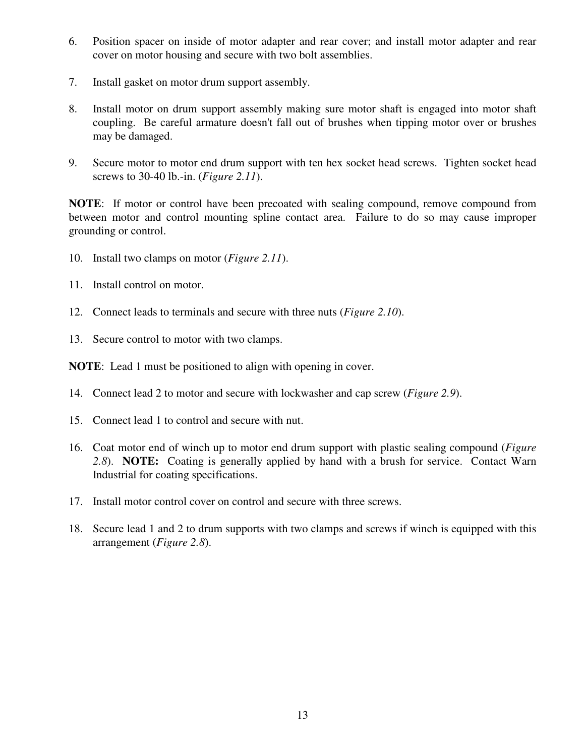6. Position spacer on inside of motor adapter and rear cover; and install motor adapter and rear cover on motor housing and secure with two bolt assemblies.

7. Install gasket on motor drum support assembly.

8. Install motor on drum support assembly making sure motor shaft is engaged into motor shaft coupling. Be careful armature doesn't fall out of brushes when tipping motor over or brushes may be damaged.

9. Secure motor to motor end drum support with ten hex socket head screws. Tighten socket head screws to 30-40 lb.-in. (*Figure 2.11*).

**NOTE**: If motor or control have been precoated with sealing compound, remove compound from between motor and control mounting spline contact area. Failure to do so may cause improper grounding or control.

10. Install two clamps on motor (*Figure 2.11*).

11. Install control on motor.

12. Connect leads to terminals and secure with three nuts (*Figure 2.10*).

13. Secure control to motor with two clamps.

**NOTE**: Lead 1 must be positioned to align with opening in cover.

14. Connect lead 2 to motor and secure with lockwasher and cap screw (*Figure 2.9*).

15. Connect lead 1 to control and secure with nut.

16. Coat motor end of winch up to motor end drum support with plastic sealing compound (*Figure 2.8*). **NOTE:** Coating is generally applied by hand with a brush for service. Contact Warn Industrial for coating specifications.

17. Install motor control cover on control and secure with three screws.

18. Secure lead 1 and 2 to drum supports with two clamps and screws if winch is equipped with this arrangement (*Figure 2.8*).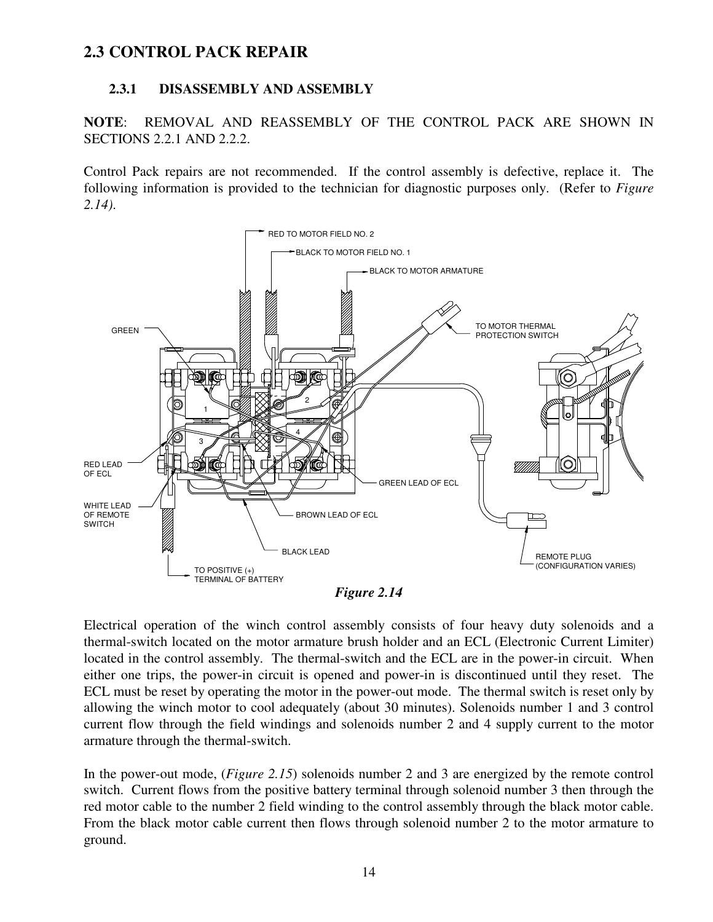## 2.3 CONTROL PACK REPAIR

### 2.3.1 DISASSEMBLY AND ASSEMBLY

**NOTE**: REMOVAL AND REASSEMBLY OF THE CONTROL PACK ARE SHOWN IN SECTIONS 2.2.1 AND 2.2.2.

Control Pack repairs are not recommended. If the control assembly is defective, replace it. The following information is provided to the technician for diagnostic purposes only. (Refer to *Figure 2.14)*.

RED TO MOTOR FIELD NO. 2

BLACK TO MOTOR FIELD NO. 1

BLACK TO MOTOR ARMATURE

GREEN

TO MOTOR THERMAL PROTECTION SWITCH

RED LEAD OF ECL

WHITE LEAD OF REMOTE SWITCH

GREEN LEAD OF ECL

BROWN LEAD OF ECL

BLACK LEAD

TO POSITIVE (+) TERMINAL OF BATTERY

REMOTE PLUG (CONFIGURATION VARIES)

***Figure 2.14***

Electrical operation of the winch control assembly consists of four heavy duty solenoids and a thermal-switch located on the motor armature brush holder and an ECL (Electronic Current Limiter) located in the control assembly. The thermal-switch and the ECL are in the power-in circuit. When either one trips, the power-in circuit is opened and power-in is discontinued until they reset. The ECL must be reset by operating the motor in the power-out mode. The thermal switch is reset only by allowing the winch motor to cool adequately (about 30 minutes). Solenoids number 1 and 3 control current flow through the field windings and solenoids number 2 and 4 supply current to the motor armature through the thermal-switch.

In the power-out mode, (*Figure 2.15*) solenoids number 2 and 3 are energized by the remote control switch. Current flows from the positive battery terminal through solenoid number 3 then through the red motor cable to the number 2 field winding to the control assembly through the black motor cable. From the black motor cable current then flows through solenoid number 2 to the motor armature to ground.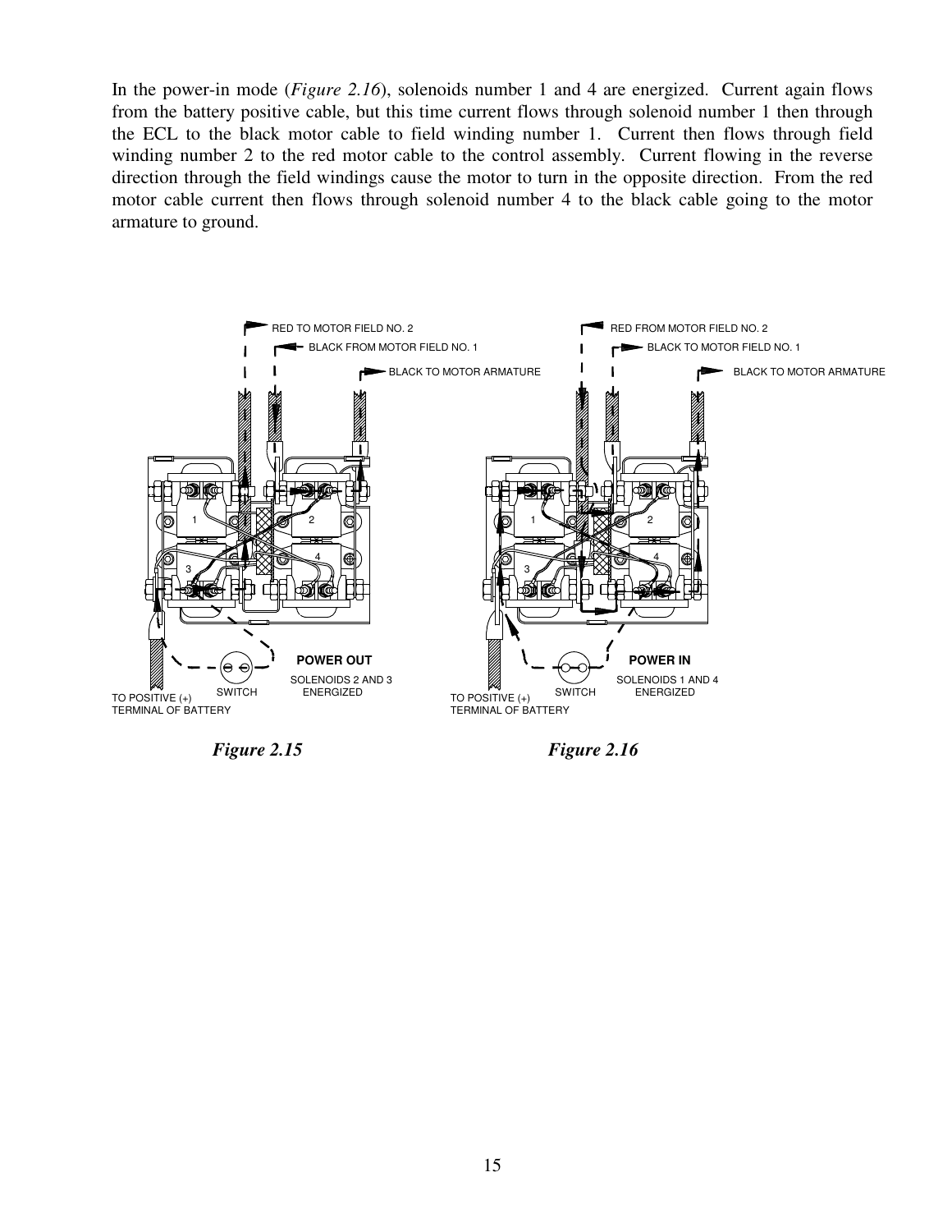In the power-in mode (*Figure 2.16*), solenoids number 1 and 4 are energized. Current again flows from the battery positive cable, but this time current flows through solenoid number 1 then through the ECL to the black motor cable to field winding number 1. Current then flows through field winding number 2 to the red motor cable to the control assembly. Current flowing in the reverse direction through the field windings cause the motor to turn in the opposite direction. From the red motor cable current then flows through solenoid number 4 to the black cable going to the motor armature to ground.

RED TO MOTOR FIELD NO. 2
BLACK FROM MOTOR FIELD NO. 1
BLACK TO MOTOR ARMATURE
TO POSITIVE (+) TERMINAL OF BATTERY
SWITCH
POWER OUT
SOLENOIDS 2 AND 3 ENERGIZED

***Figure 2.15***

RED FROM MOTOR FIELD NO. 2
BLACK TO MOTOR FIELD NO. 1
BLACK TO MOTOR ARMATURE
TO POSITIVE (+) TERMINAL OF BATTERY
SWITCH
POWER IN
SOLENOIDS 1 AND 4 ENERGIZED

***Figure 2.16***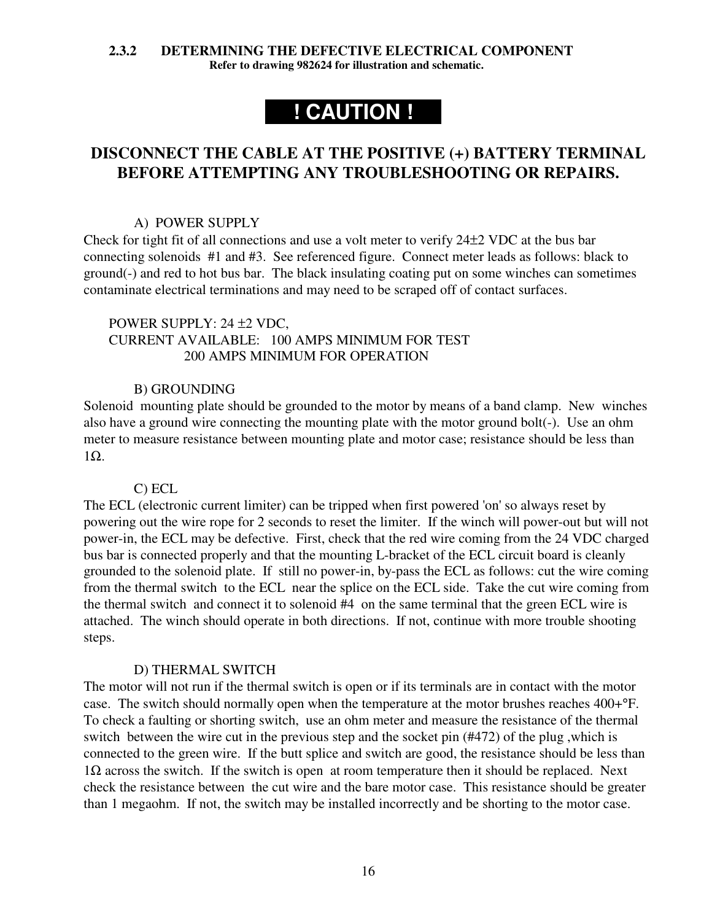### 2.3.2 DETERMINING THE DEFECTIVE ELECTRICAL COMPONENT

**Refer to drawing 982624 for illustration and schematic.**

**! CAUTION !**

**DISCONNECT THE CABLE AT THE POSITIVE (+) BATTERY TERMINAL BEFORE ATTEMPTING ANY TROUBLESHOOTING OR REPAIRS.**

A) POWER SUPPLY

Check for tight fit of all connections and use a volt meter to verify 24±2 VDC at the bus bar connecting solenoids #1 and #3. See referenced figure. Connect meter leads as follows: black to ground(-) and red to hot bus bar. The black insulating coating put on some winches can sometimes contaminate electrical terminations and may need to be scraped off of contact surfaces.

POWER SUPPLY: 24 ±2 VDC,
CURRENT AVAILABLE: 100 AMPS MINIMUM FOR TEST
200 AMPS MINIMUM FOR OPERATION

B) GROUNDING

Solenoid mounting plate should be grounded to the motor by means of a band clamp. New winches also have a ground wire connecting the mounting plate with the motor ground bolt(-). Use an ohm meter to measure resistance between mounting plate and motor case; resistance should be less than 1Ω.

C) ECL

The ECL (electronic current limiter) can be tripped when first powered 'on' so always reset by powering out the wire rope for 2 seconds to reset the limiter. If the winch will power-out but will not power-in, the ECL may be defective. First, check that the red wire coming from the 24 VDC charged bus bar is connected properly and that the mounting L-bracket of the ECL circuit board is cleanly grounded to the solenoid plate. If still no power-in, by-pass the ECL as follows: cut the wire coming from the thermal switch to the ECL near the splice on the ECL side. Take the cut wire coming from the thermal switch and connect it to solenoid #4 on the same terminal that the green ECL wire is attached. The winch should operate in both directions. If not, continue with more trouble shooting steps.

D) THERMAL SWITCH

The motor will not run if the thermal switch is open or if its terminals are in contact with the motor case. The switch should normally open when the temperature at the motor brushes reaches 400+°F. To check a faulting or shorting switch, use an ohm meter and measure the resistance of the thermal switch between the wire cut in the previous step and the socket pin (#472) of the plug ,which is connected to the green wire. If the butt splice and switch are good, the resistance should be less than 1Ω across the switch. If the switch is open at room temperature then it should be replaced. Next check the resistance between the cut wire and the bare motor case. This resistance should be greater than 1 megaohm. If not, the switch may be installed incorrectly and be shorting to the motor case.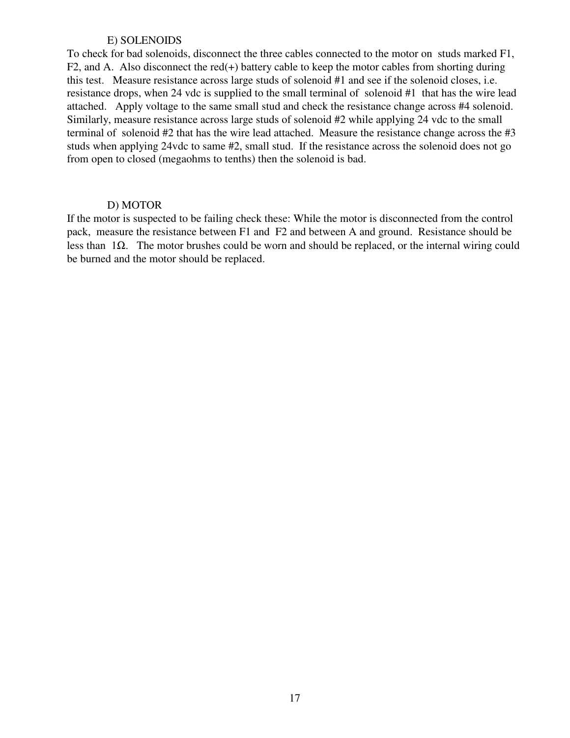### E) SOLENOIDS

To check for bad solenoids, disconnect the three cables connected to the motor on studs marked F1, F2, and A. Also disconnect the red(+) battery cable to keep the motor cables from shorting during this test. Measure resistance across large studs of solenoid #1 and see if the solenoid closes, i.e. resistance drops, when 24 vdc is supplied to the small terminal of solenoid #1 that has the wire lead attached. Apply voltage to the same small stud and check the resistance change across #4 solenoid. Similarly, measure resistance across large studs of solenoid #2 while applying 24 vdc to the small terminal of solenoid #2 that has the wire lead attached. Measure the resistance change across the #3 studs when applying 24vdc to same #2, small stud. If the resistance across the solenoid does not go from open to closed (megaohms to tenths) then the solenoid is bad.

### D) MOTOR

If the motor is suspected to be failing check these: While the motor is disconnected from the control pack, measure the resistance between F1 and F2 and between A and ground. Resistance should be less than 1Ω. The motor brushes could be worn and should be replaced, or the internal wiring could be burned and the motor should be replaced.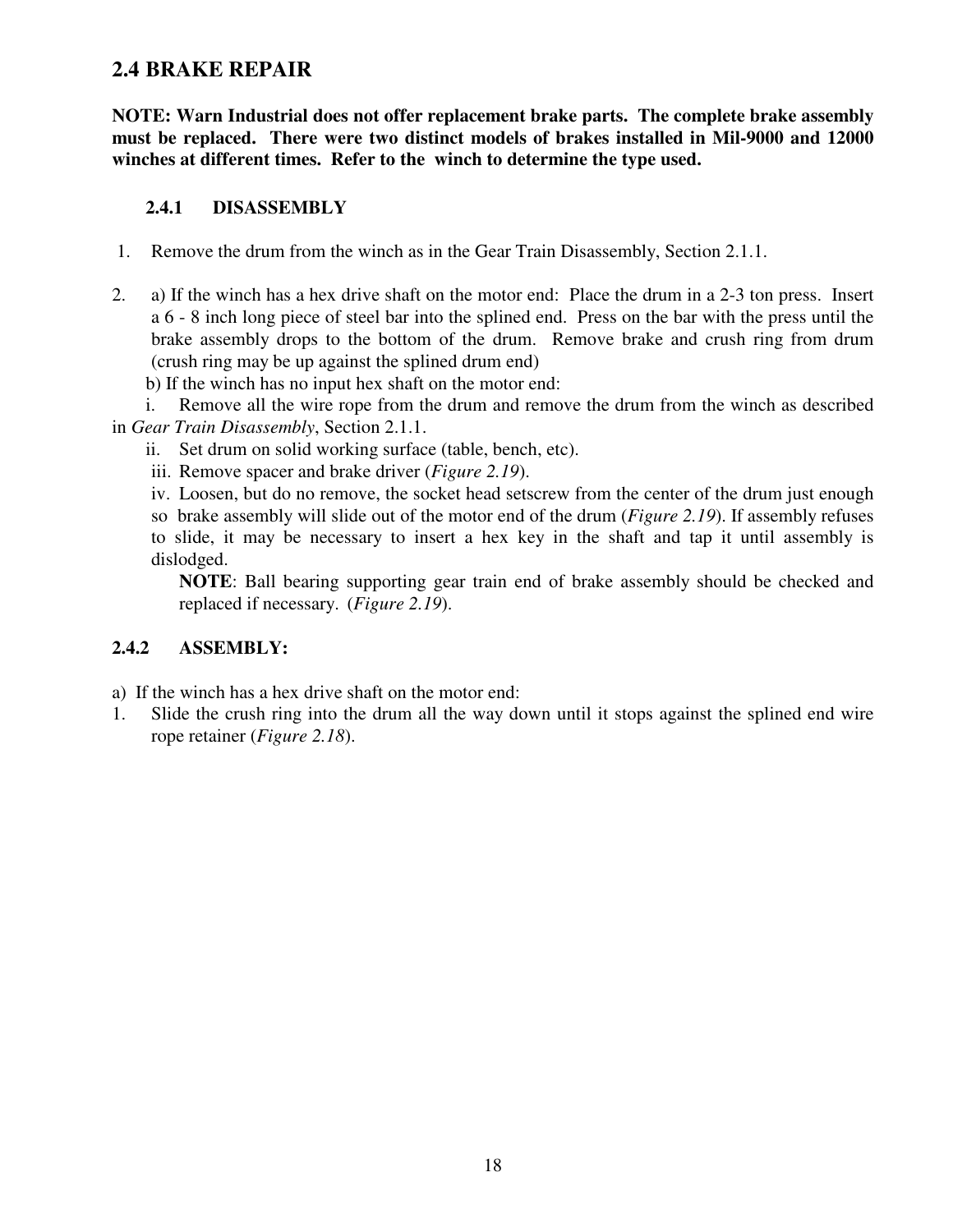## 2.4 BRAKE REPAIR

**NOTE: Warn Industrial does not offer replacement brake parts. The complete brake assembly must be replaced. There were two distinct models of brakes installed in Mil-9000 and 12000 winches at different times. Refer to the winch to determine the type used.**

### 2.4.1 DISASSEMBLY

1. Remove the drum from the winch as in the Gear Train Disassembly, Section 2.1.1.

2. a) If the winch has a hex drive shaft on the motor end: Place the drum in a 2-3 ton press. Insert a 6 - 8 inch long piece of steel bar into the splined end. Press on the bar with the press until the brake assembly drops to the bottom of the drum. Remove brake and crush ring from drum (crush ring may be up against the splined drum end)

   b) If the winch has no input hex shaft on the motor end:

   i. Remove all the wire rope from the drum and remove the drum from the winch as described in *Gear Train Disassembly*, Section 2.1.1.

   ii. Set drum on solid working surface (table, bench, etc).

   iii. Remove spacer and brake driver (*Figure 2.19*).

   iv. Loosen, but do no remove, the socket head setscrew from the center of the drum just enough so brake assembly will slide out of the motor end of the drum (*Figure 2.19*). If assembly refuses to slide, it may be necessary to insert a hex key in the shaft and tap it until assembly is dislodged.

   **NOTE**: Ball bearing supporting gear train end of brake assembly should be checked and replaced if necessary. (*Figure 2.19*).

### 2.4.2 ASSEMBLY:

a) If the winch has a hex drive shaft on the motor end:

1. Slide the crush ring into the drum all the way down until it stops against the splined end wire rope retainer (*Figure 2.18*).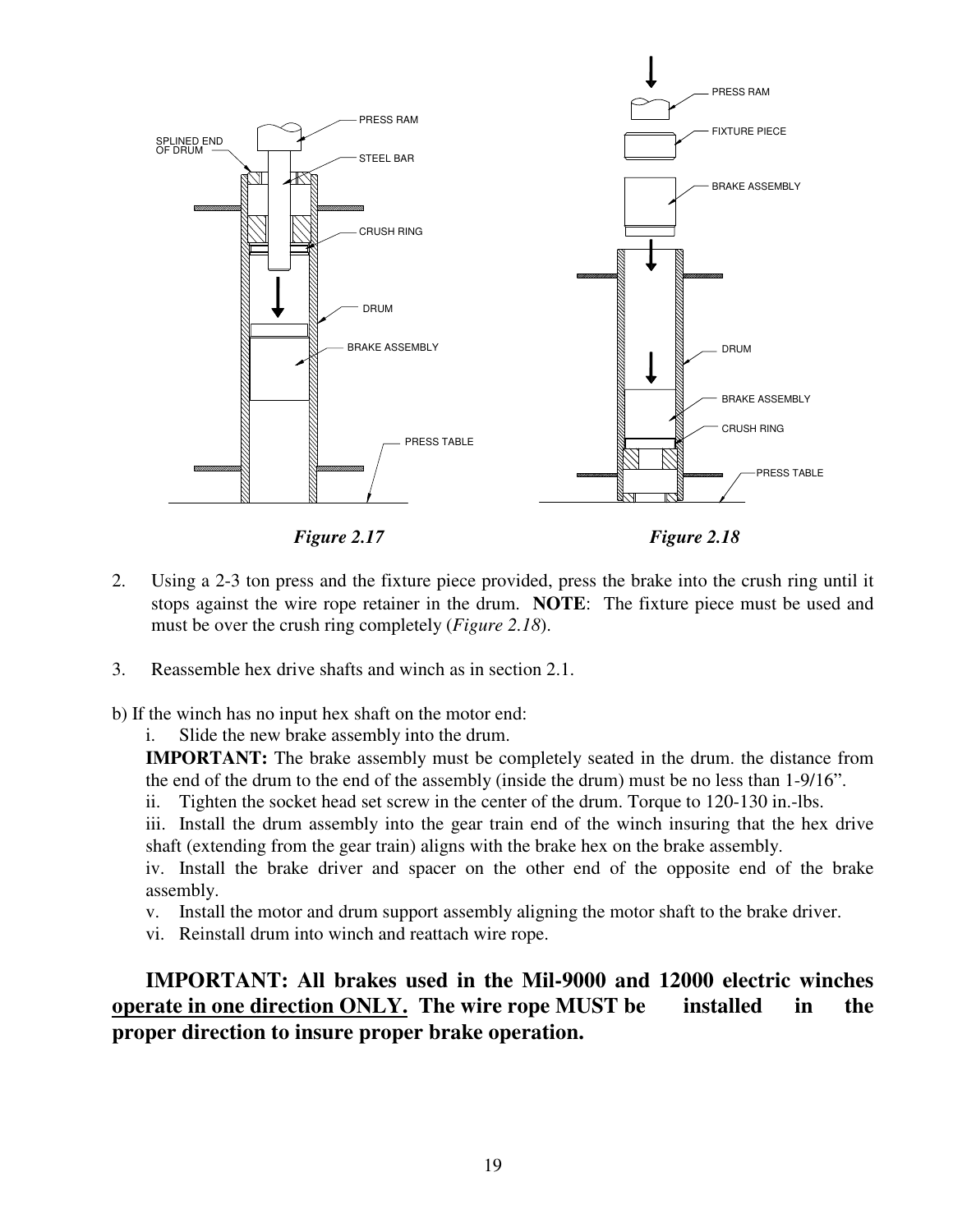*Figure 2.17*

*Figure 2.18*

2. Using a 2-3 ton press and the fixture piece provided, press the brake into the crush ring until it stops against the wire rope retainer in the drum. **NOTE**: The fixture piece must be used and must be over the crush ring completely (*Figure 2.18*).

3. Reassemble hex drive shafts and winch as in section 2.1.

b) If the winch has no input hex shaft on the motor end:

i. Slide the new brake assembly into the drum.

**IMPORTANT:** The brake assembly must be completely seated in the drum. the distance from the end of the drum to the end of the assembly (inside the drum) must be no less than 1-9/16".

ii. Tighten the socket head set screw in the center of the drum. Torque to 120-130 in.-lbs.

iii. Install the drum assembly into the gear train end of the winch insuring that the hex drive shaft (extending from the gear train) aligns with the brake hex on the brake assembly.

iv. Install the brake driver and spacer on the other end of the opposite end of the brake assembly.

v. Install the motor and drum support assembly aligning the motor shaft to the brake driver.

vi. Reinstall drum into winch and reattach wire rope.

**IMPORTANT: All brakes used in the Mil-9000 and 12000 electric winches <u>operate in one direction ONLY.</u> The wire rope MUST be installed in the proper direction to insure proper brake operation.**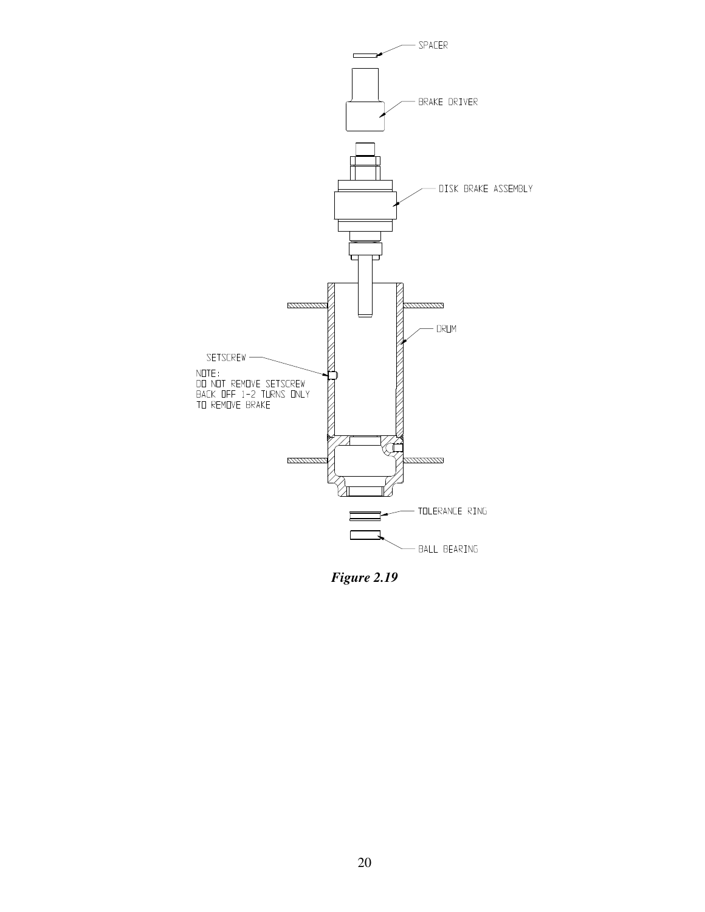SPACER

BRAKE DRIVER

DISK BRAKE ASSEMBLY

DRUM

SETSCREW

NOTE:
DO NOT REMOVE SETSCREW
BACK OFF 1-2 TURNS ONLY
TO REMOVE BRAKE

TOLERANCE RING

BALL BEARING

***Figure 2.19***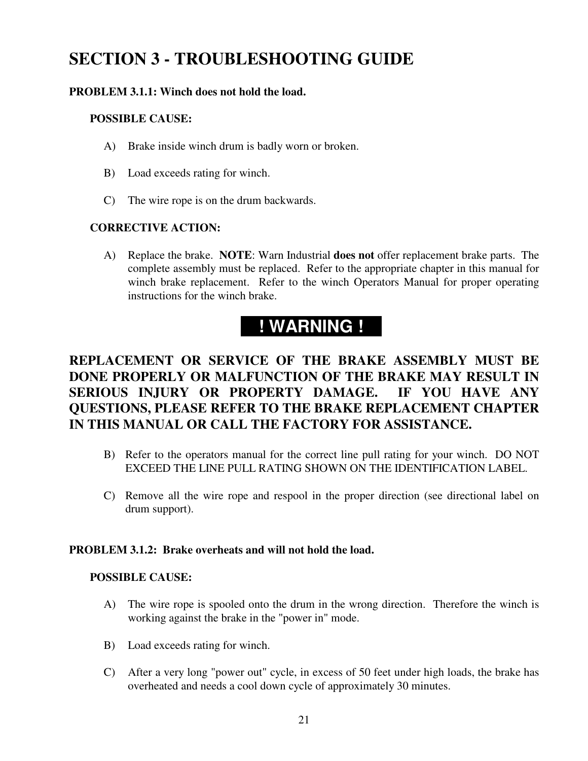# SECTION 3 - TROUBLESHOOTING GUIDE

**PROBLEM 3.1.1: Winch does not hold the load.**

**POSSIBLE CAUSE:**

A) Brake inside winch drum is badly worn or broken.

B) Load exceeds rating for winch.

C) The wire rope is on the drum backwards.

**CORRECTIVE ACTION:**

A) Replace the brake. **NOTE**: Warn Industrial **does not** offer replacement brake parts. The complete assembly must be replaced. Refer to the appropriate chapter in this manual for winch brake replacement. Refer to the winch Operators Manual for proper operating instructions for the winch brake.

**! WARNING !**

**REPLACEMENT OR SERVICE OF THE BRAKE ASSEMBLY MUST BE DONE PROPERLY OR MALFUNCTION OF THE BRAKE MAY RESULT IN SERIOUS INJURY OR PROPERTY DAMAGE. IF YOU HAVE ANY QUESTIONS, PLEASE REFER TO THE BRAKE REPLACEMENT CHAPTER IN THIS MANUAL OR CALL THE FACTORY FOR ASSISTANCE.**

B) Refer to the operators manual for the correct line pull rating for your winch. DO NOT EXCEED THE LINE PULL RATING SHOWN ON THE IDENTIFICATION LABEL.

C) Remove all the wire rope and respool in the proper direction (see directional label on drum support).

**PROBLEM 3.1.2: Brake overheats and will not hold the load.**

**POSSIBLE CAUSE:**

A) The wire rope is spooled onto the drum in the wrong direction. Therefore the winch is working against the brake in the "power in" mode.

B) Load exceeds rating for winch.

C) After a very long "power out" cycle, in excess of 50 feet under high loads, the brake has overheated and needs a cool down cycle of approximately 30 minutes.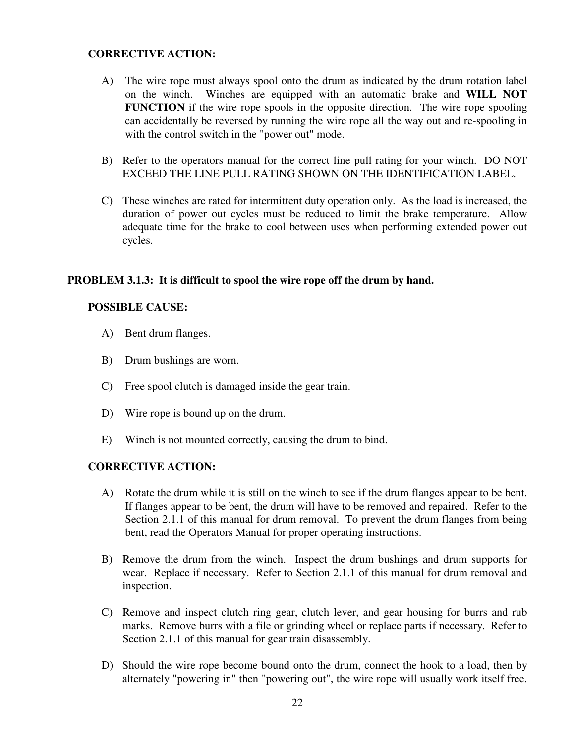**CORRECTIVE ACTION:**

A) The wire rope must always spool onto the drum as indicated by the drum rotation label on the winch. Winches are equipped with an automatic brake and **WILL NOT FUNCTION** if the wire rope spools in the opposite direction. The wire rope spooling can accidentally be reversed by running the wire rope all the way out and re-spooling in with the control switch in the "power out" mode.

B) Refer to the operators manual for the correct line pull rating for your winch. DO NOT EXCEED THE LINE PULL RATING SHOWN ON THE IDENTIFICATION LABEL.

C) These winches are rated for intermittent duty operation only. As the load is increased, the duration of power out cycles must be reduced to limit the brake temperature. Allow adequate time for the brake to cool between uses when performing extended power out cycles.

## PROBLEM 3.1.3: It is difficult to spool the wire rope off the drum by hand.

**POSSIBLE CAUSE:**

A) Bent drum flanges.

B) Drum bushings are worn.

C) Free spool clutch is damaged inside the gear train.

D) Wire rope is bound up on the drum.

E) Winch is not mounted correctly, causing the drum to bind.

**CORRECTIVE ACTION:**

A) Rotate the drum while it is still on the winch to see if the drum flanges appear to be bent. If flanges appear to be bent, the drum will have to be removed and repaired. Refer to the Section 2.1.1 of this manual for drum removal. To prevent the drum flanges from being bent, read the Operators Manual for proper operating instructions.

B) Remove the drum from the winch. Inspect the drum bushings and drum supports for wear. Replace if necessary. Refer to Section 2.1.1 of this manual for drum removal and inspection.

C) Remove and inspect clutch ring gear, clutch lever, and gear housing for burrs and rub marks. Remove burrs with a file or grinding wheel or replace parts if necessary. Refer to Section 2.1.1 of this manual for gear train disassembly.

D) Should the wire rope become bound onto the drum, connect the hook to a load, then by alternately "powering in" then "powering out", the wire rope will usually work itself free.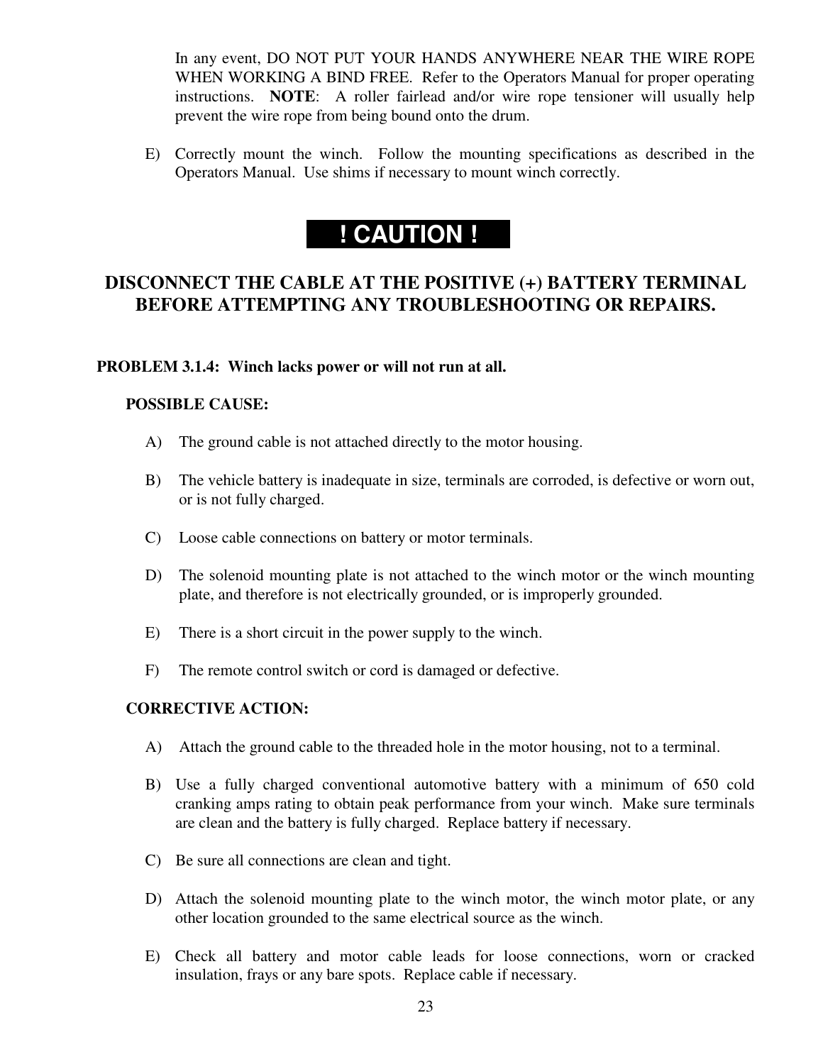In any event, DO NOT PUT YOUR HANDS ANYWHERE NEAR THE WIRE ROPE WHEN WORKING A BIND FREE. Refer to the Operators Manual for proper operating instructions. **NOTE**: A roller fairlead and/or wire rope tensioner will usually help prevent the wire rope from being bound onto the drum.

E) Correctly mount the winch. Follow the mounting specifications as described in the Operators Manual. Use shims if necessary to mount winch correctly.

## ! CAUTION !

**DISCONNECT THE CABLE AT THE POSITIVE (+) BATTERY TERMINAL BEFORE ATTEMPTING ANY TROUBLESHOOTING OR REPAIRS.**

**PROBLEM 3.1.4: Winch lacks power or will not run at all.**

**POSSIBLE CAUSE:**

A) The ground cable is not attached directly to the motor housing.

B) The vehicle battery is inadequate in size, terminals are corroded, is defective or worn out, or is not fully charged.

C) Loose cable connections on battery or motor terminals.

D) The solenoid mounting plate is not attached to the winch motor or the winch mounting plate, and therefore is not electrically grounded, or is improperly grounded.

E) There is a short circuit in the power supply to the winch.

F) The remote control switch or cord is damaged or defective.

**CORRECTIVE ACTION:**

A) Attach the ground cable to the threaded hole in the motor housing, not to a terminal.

B) Use a fully charged conventional automotive battery with a minimum of 650 cold cranking amps rating to obtain peak performance from your winch. Make sure terminals are clean and the battery is fully charged. Replace battery if necessary.

C) Be sure all connections are clean and tight.

D) Attach the solenoid mounting plate to the winch motor, the winch motor plate, or any other location grounded to the same electrical source as the winch.

E) Check all battery and motor cable leads for loose connections, worn or cracked insulation, frays or any bare spots. Replace cable if necessary.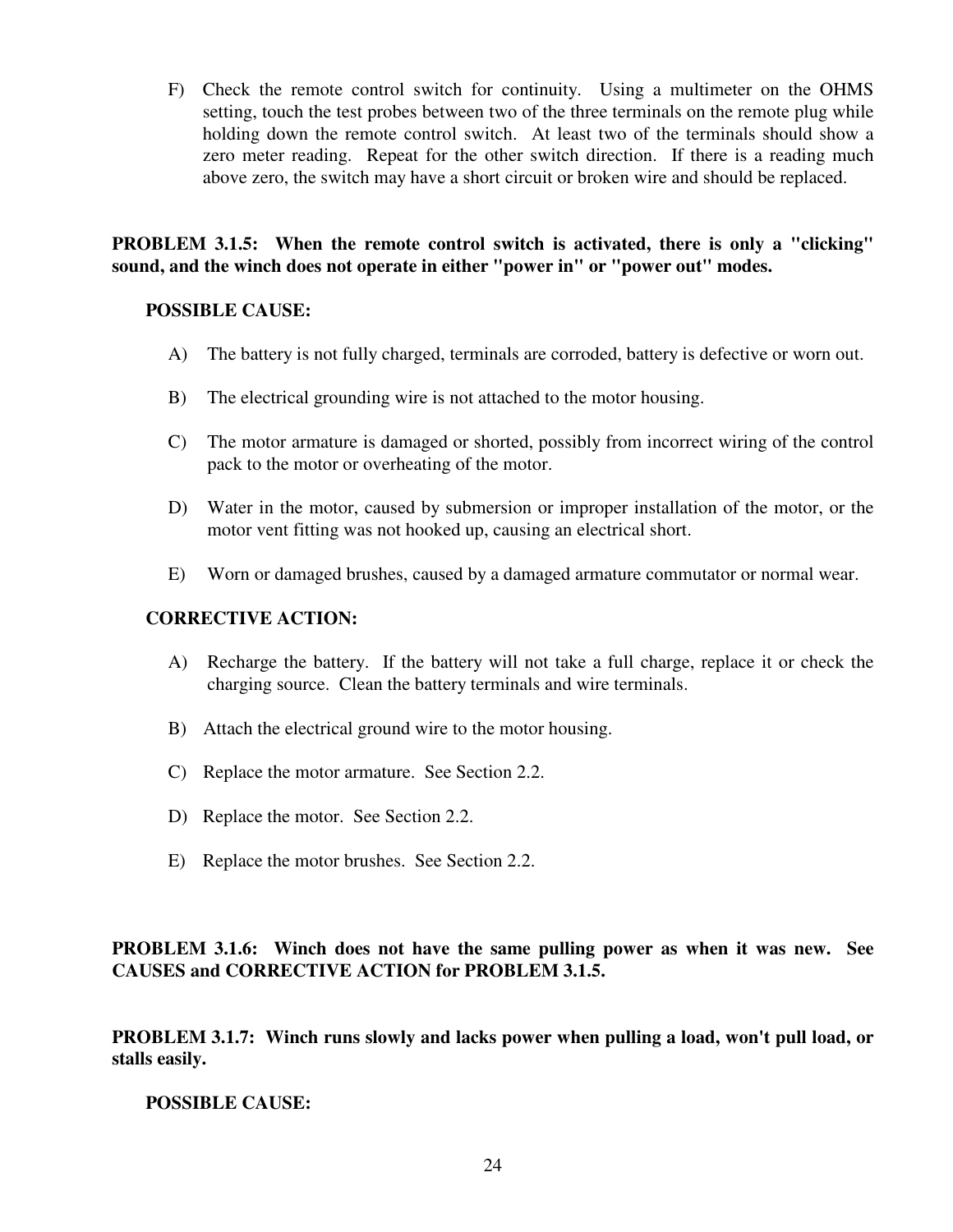F) Check the remote control switch for continuity. Using a multimeter on the OHMS setting, touch the test probes between two of the three terminals on the remote plug while holding down the remote control switch. At least two of the terminals should show a zero meter reading. Repeat for the other switch direction. If there is a reading much above zero, the switch may have a short circuit or broken wire and should be replaced.

**PROBLEM 3.1.5: When the remote control switch is activated, there is only a "clicking" sound, and the winch does not operate in either "power in" or "power out" modes.**

**POSSIBLE CAUSE:**

A) The battery is not fully charged, terminals are corroded, battery is defective or worn out.

B) The electrical grounding wire is not attached to the motor housing.

C) The motor armature is damaged or shorted, possibly from incorrect wiring of the control pack to the motor or overheating of the motor.

D) Water in the motor, caused by submersion or improper installation of the motor, or the motor vent fitting was not hooked up, causing an electrical short.

E) Worn or damaged brushes, caused by a damaged armature commutator or normal wear.

**CORRECTIVE ACTION:**

A) Recharge the battery. If the battery will not take a full charge, replace it or check the charging source. Clean the battery terminals and wire terminals.

B) Attach the electrical ground wire to the motor housing.

C) Replace the motor armature. See Section 2.2.

D) Replace the motor. See Section 2.2.

E) Replace the motor brushes. See Section 2.2.

**PROBLEM 3.1.6: Winch does not have the same pulling power as when it was new. See CAUSES and CORRECTIVE ACTION for PROBLEM 3.1.5.**

**PROBLEM 3.1.7: Winch runs slowly and lacks power when pulling a load, won't pull load, or stalls easily.**

**POSSIBLE CAUSE:**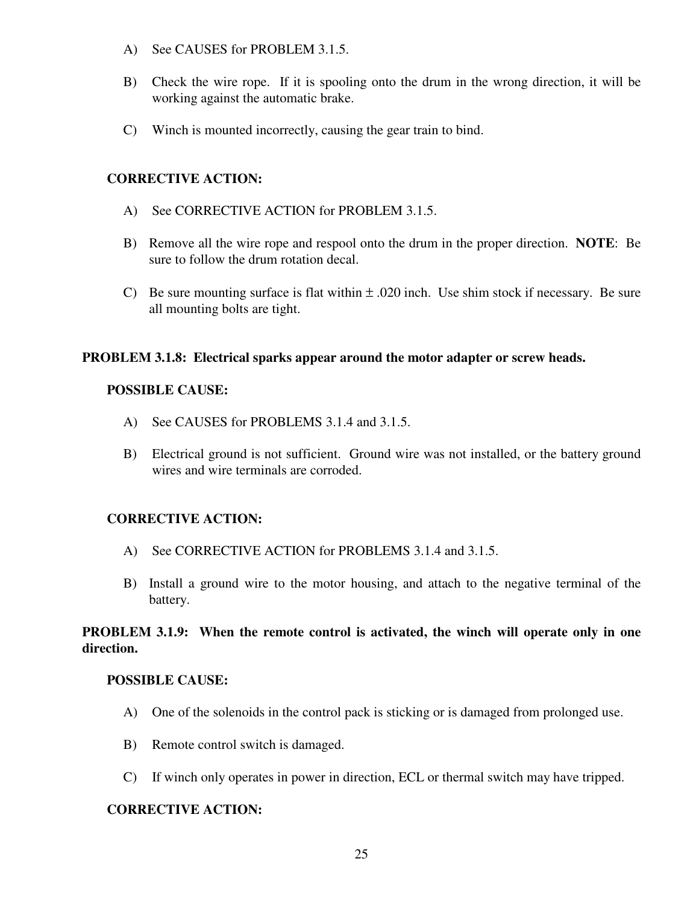A) See CAUSES for PROBLEM 3.1.5.

B) Check the wire rope. If it is spooling onto the drum in the wrong direction, it will be working against the automatic brake.

C) Winch is mounted incorrectly, causing the gear train to bind.

**CORRECTIVE ACTION:**

A) See CORRECTIVE ACTION for PROBLEM 3.1.5.

B) Remove all the wire rope and respool onto the drum in the proper direction. **NOTE**: Be sure to follow the drum rotation decal.

C) Be sure mounting surface is flat within ± .020 inch. Use shim stock if necessary. Be sure all mounting bolts are tight.

**PROBLEM 3.1.8: Electrical sparks appear around the motor adapter or screw heads.**

**POSSIBLE CAUSE:**

A) See CAUSES for PROBLEMS 3.1.4 and 3.1.5.

B) Electrical ground is not sufficient. Ground wire was not installed, or the battery ground wires and wire terminals are corroded.

**CORRECTIVE ACTION:**

A) See CORRECTIVE ACTION for PROBLEMS 3.1.4 and 3.1.5.

B) Install a ground wire to the motor housing, and attach to the negative terminal of the battery.

**PROBLEM 3.1.9: When the remote control is activated, the winch will operate only in one direction.**

**POSSIBLE CAUSE:**

A) One of the solenoids in the control pack is sticking or is damaged from prolonged use.

B) Remote control switch is damaged.

C) If winch only operates in power in direction, ECL or thermal switch may have tripped.

**CORRECTIVE ACTION:**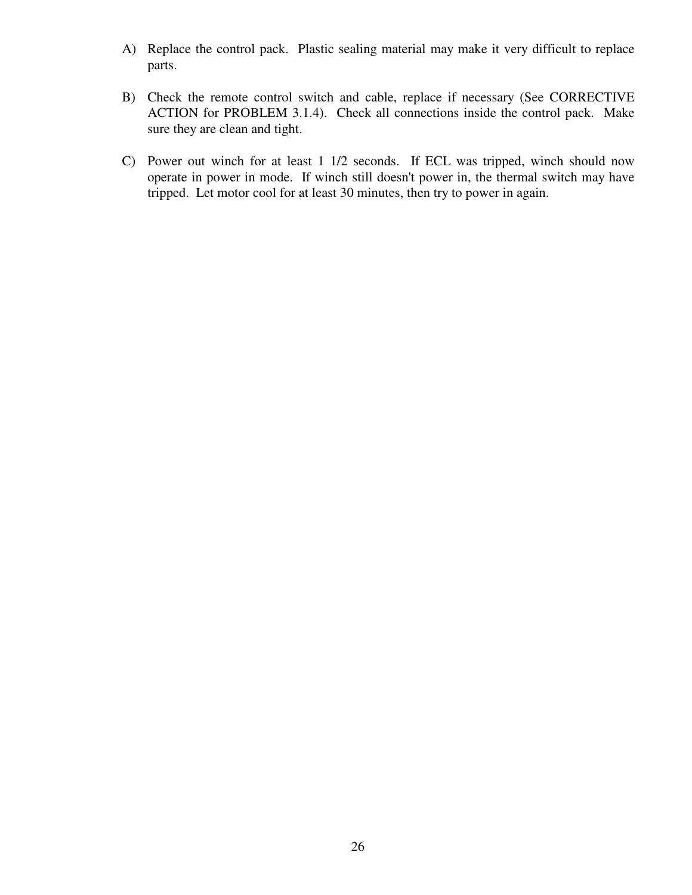A) Replace the control pack. Plastic sealing material may make it very difficult to replace parts.

B) Check the remote control switch and cable, replace if necessary (See CORRECTIVE ACTION for PROBLEM 3.1.4). Check all connections inside the control pack. Make sure they are clean and tight.

C) Power out winch for at least 1 1/2 seconds. If ECL was tripped, winch should now operate in power in mode. If winch still doesn't power in, the thermal switch may have tripped. Let motor cool for at least 30 minutes, then try to power in again.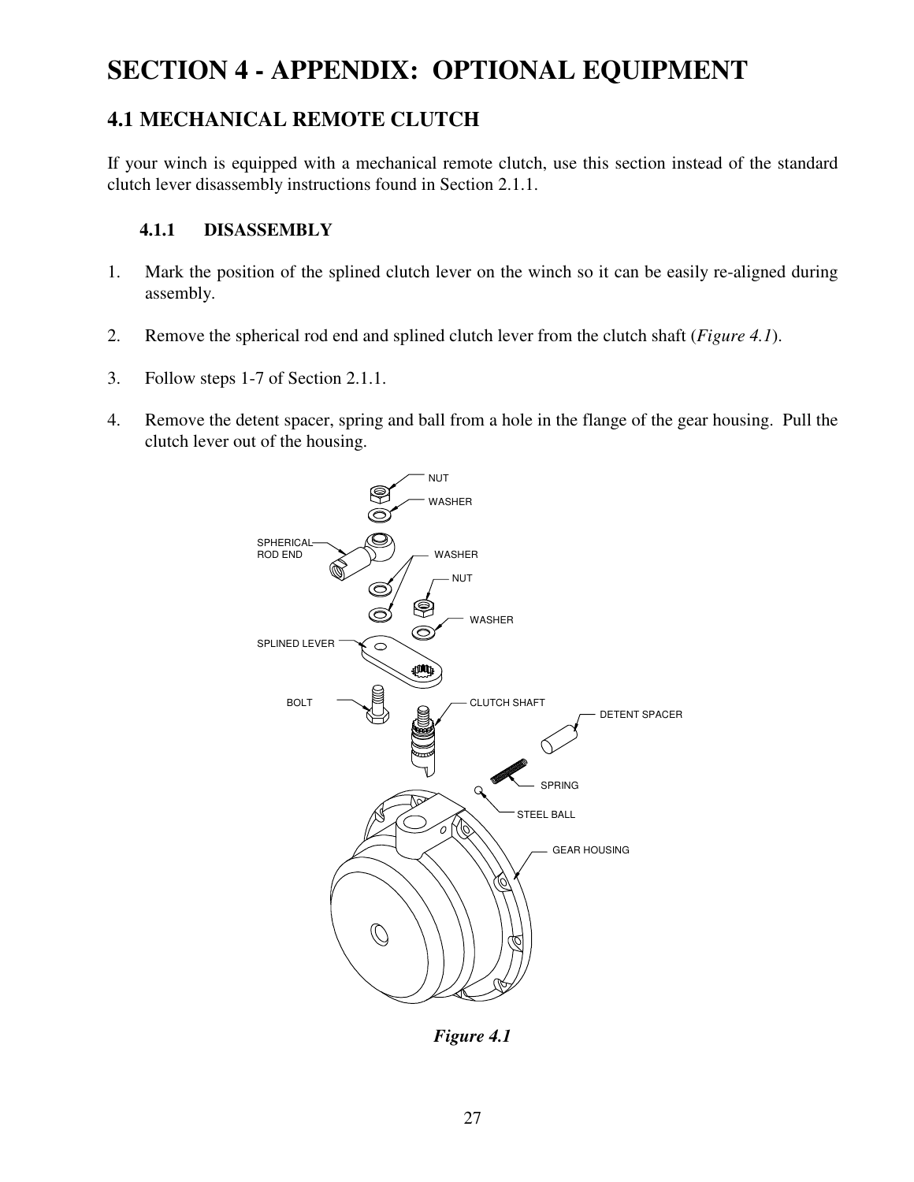# SECTION 4 - APPENDIX: OPTIONAL EQUIPMENT

## 4.1 MECHANICAL REMOTE CLUTCH

If your winch is equipped with a mechanical remote clutch, use this section instead of the standard clutch lever disassembly instructions found in Section 2.1.1.

### 4.1.1 DISASSEMBLY

1. Mark the position of the splined clutch lever on the winch so it can be easily re-aligned during assembly.

2. Remove the spherical rod end and splined clutch lever from the clutch shaft (*Figure 4.1*).

3. Follow steps 1-7 of Section 2.1.1.

4. Remove the detent spacer, spring and ball from a hole in the flange of the gear housing. Pull the clutch lever out of the housing.

NUT
WASHER
SPHERICAL ROD END
WASHER
NUT
WASHER
SPLINED LEVER
BOLT
CLUTCH SHAFT
DETENT SPACER
SPRING
STEEL BALL
GEAR HOUSING

*Figure 4.1*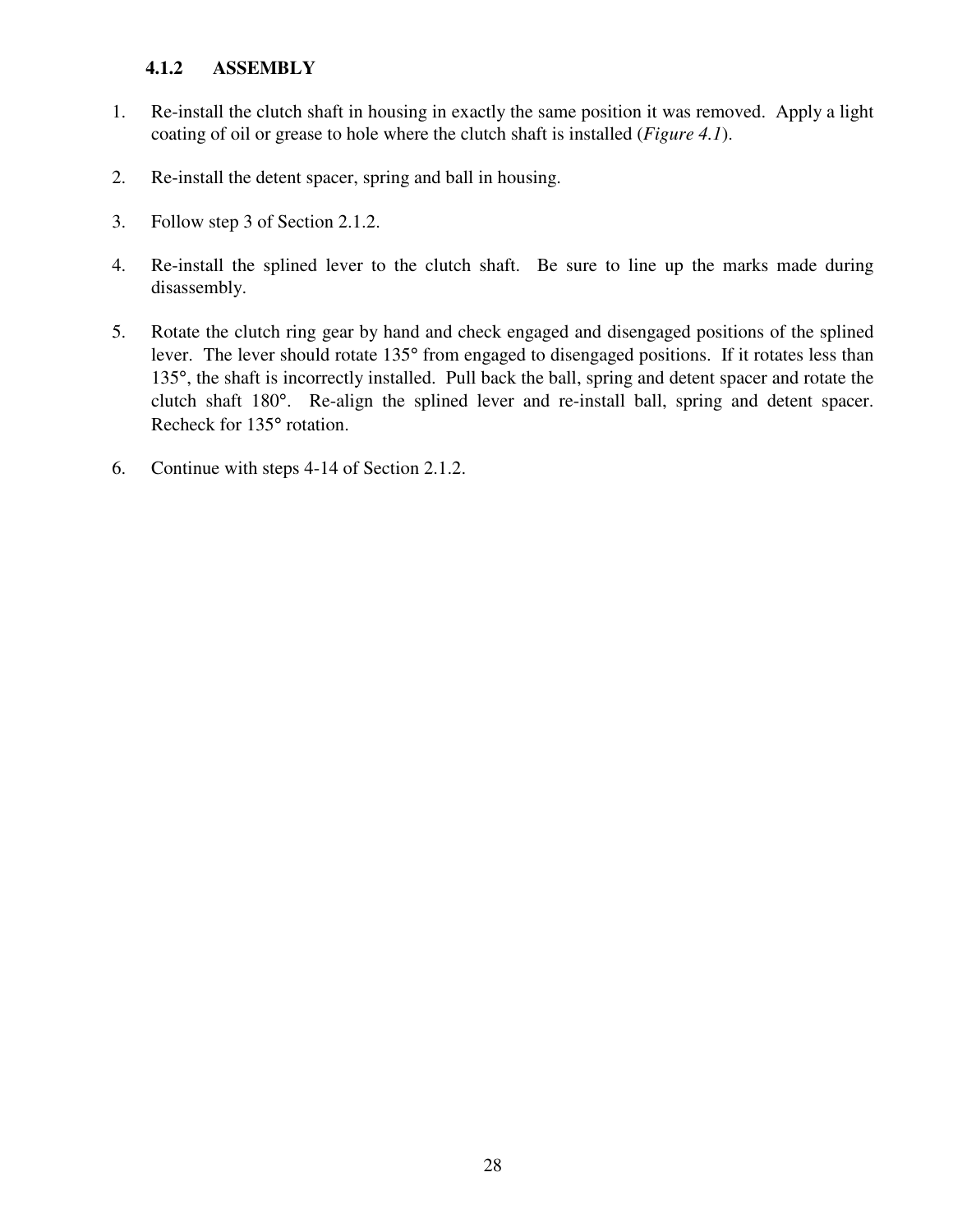### 4.1.2 ASSEMBLY

1. Re-install the clutch shaft in housing in exactly the same position it was removed. Apply a light coating of oil or grease to hole where the clutch shaft is installed (*Figure 4.1*).
2. Re-install the detent spacer, spring and ball in housing.
3. Follow step 3 of Section 2.1.2.
4. Re-install the splined lever to the clutch shaft. Be sure to line up the marks made during disassembly.
5. Rotate the clutch ring gear by hand and check engaged and disengaged positions of the splined lever. The lever should rotate 135° from engaged to disengaged positions. If it rotates less than 135°, the shaft is incorrectly installed. Pull back the ball, spring and detent spacer and rotate the clutch shaft 180°. Re-align the splined lever and re-install ball, spring and detent spacer. Recheck for 135° rotation.
6. Continue with steps 4-14 of Section 2.1.2.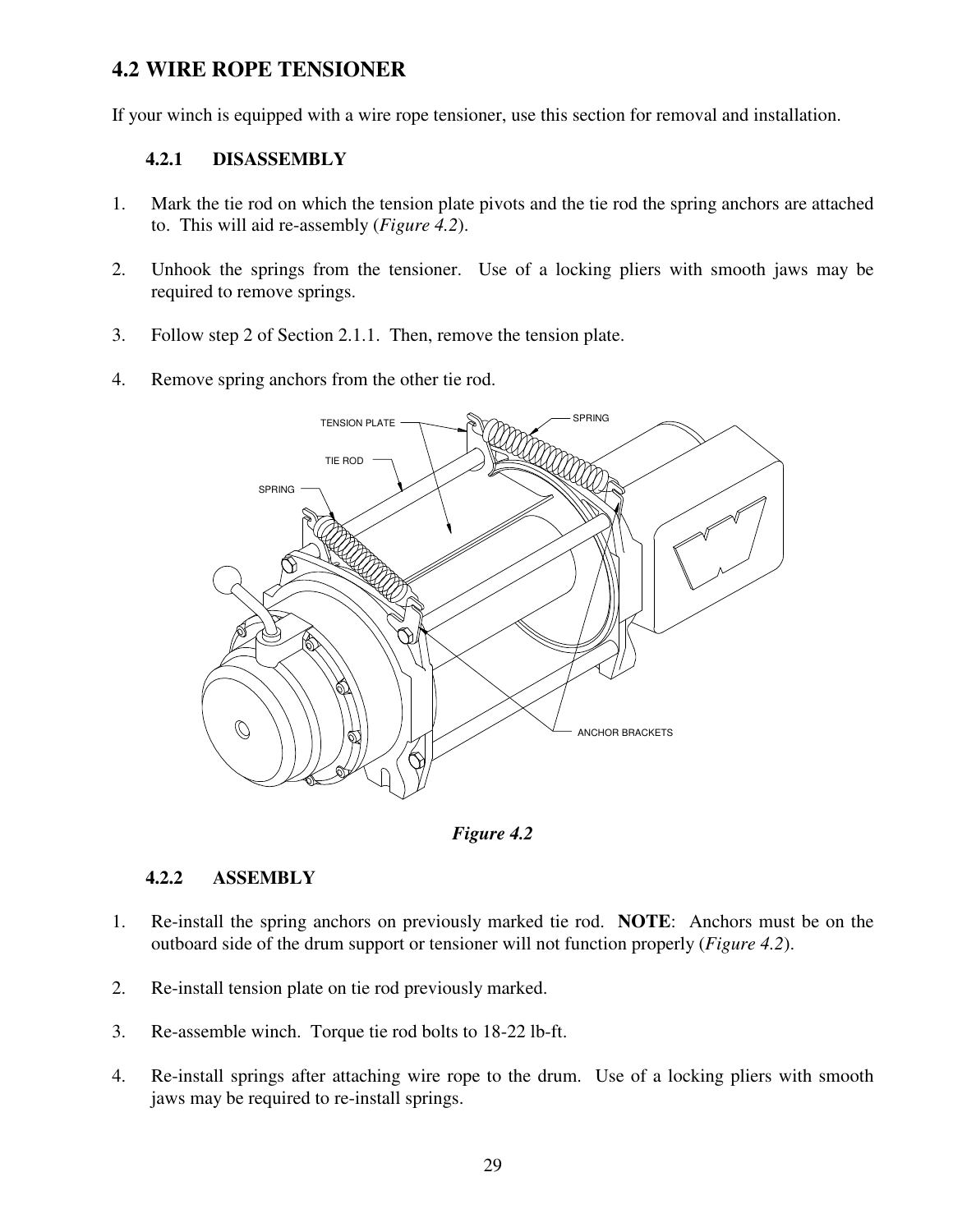## 4.2 WIRE ROPE TENSIONER

If your winch is equipped with a wire rope tensioner, use this section for removal and installation.

### 4.2.1 DISASSEMBLY

1. Mark the tie rod on which the tension plate pivots and the tie rod the spring anchors are attached to. This will aid re-assembly (*Figure 4.2*).

2. Unhook the springs from the tensioner. Use of a locking pliers with smooth jaws may be required to remove springs.

3. Follow step 2 of Section 2.1.1. Then, remove the tension plate.

4. Remove spring anchors from the other tie rod.

TENSION PLATE
SPRING
TIE ROD
SPRING
ANCHOR BRACKETS

*Figure 4.2*

### 4.2.2 ASSEMBLY

1. Re-install the spring anchors on previously marked tie rod. **NOTE**: Anchors must be on the outboard side of the drum support or tensioner will not function properly (*Figure 4.2*).

2. Re-install tension plate on tie rod previously marked.

3. Re-assemble winch. Torque tie rod bolts to 18-22 lb-ft.

4. Re-install springs after attaching wire rope to the drum. Use of a locking pliers with smooth jaws may be required to re-install springs.